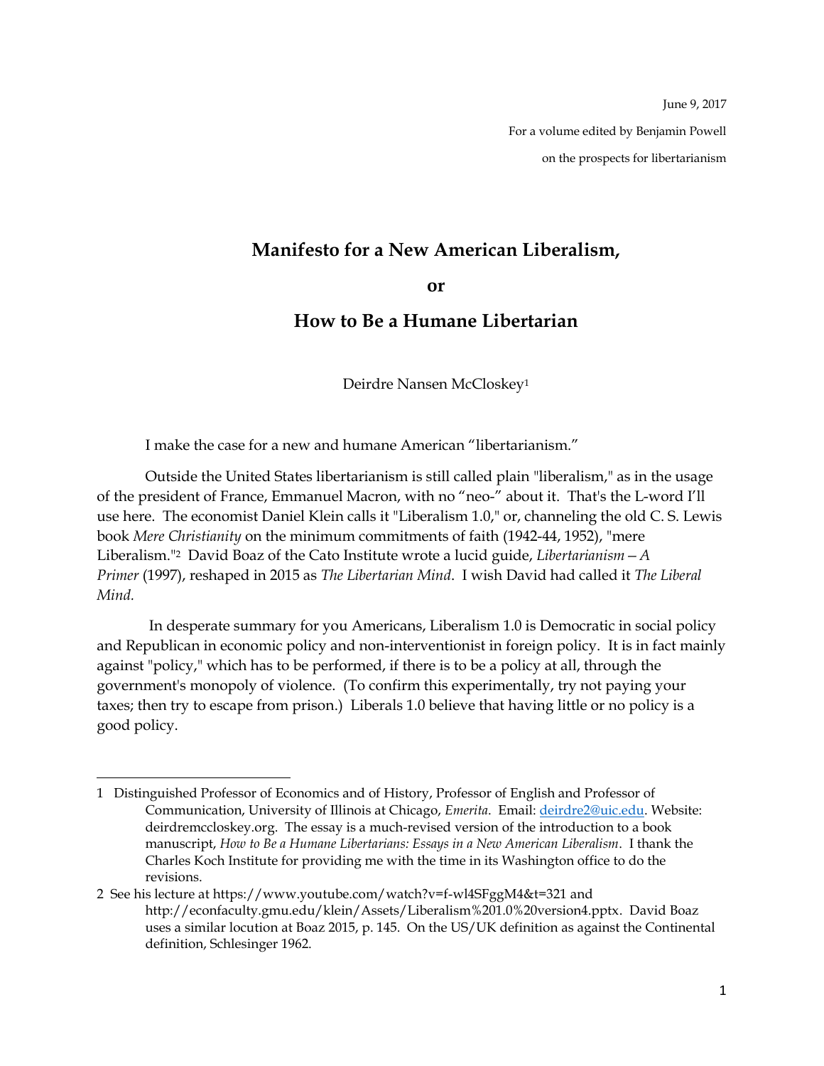June 9, 2017

For a volume edited by Benjamin Powell

on the prospects for libertarianism

# Manifesto for a New American Liberalism,

# or

# How to Be a Humane Libertarian

Deirdre Nansen McCloskey[1]

I make the case for a new and humane American "libertarianism."

Outside the United States libertarianism is still called plain "liberalism," as in the usage of the president of France, Emmanuel Macron, with no "neo-" about it. That's the L-word I'll use here. The economist Daniel Klein calls it "Liberalism 1.0," or, channeling the old C. S. Lewis book *Mere Christianity* on the minimum commitments of faith (1942-44, 1952), "mere Liberalism."[2] David Boaz of the Cato Institute wrote a lucid guide, *Libertarianism—A Primer* (1997), reshaped in 2015 as *The Libertarian Mind*. I wish David had called it *The Liberal Mind.*

In desperate summary for you Americans, Liberalism 1.0 is Democratic in social policy and Republican in economic policy and non-interventionist in foreign policy. It is in fact mainly against "policy," which has to be performed, if there is to be a policy at all, through the government's monopoly of violence. (To confirm this experimentally, try not paying your taxes; then try to escape from prison.) Liberals 1.0 believe that having little or no policy is a good policy.

---

1 Distinguished Professor of Economics and of History, Professor of English and Professor of Communication, University of Illinois at Chicago, *Emerita*. Email: deirdre2@uic.edu. Website: deirdremccloskey.org. The essay is a much-revised version of the introduction to a book manuscript, *How to Be a Humane Libertarians: Essays in a New American Liberalism*. I thank the Charles Koch Institute for providing me with the time in its Washington office to do the revisions.

2 See his lecture at https://www.youtube.com/watch?v=f-wl4SFggM4&t=321 and http://econfaculty.gmu.edu/klein/Assets/Liberalism%201.0%20version4.pptx. David Boaz uses a similar locution at Boaz 2015, p. 145. On the US/UK definition as against the Continental definition, Schlesinger 1962.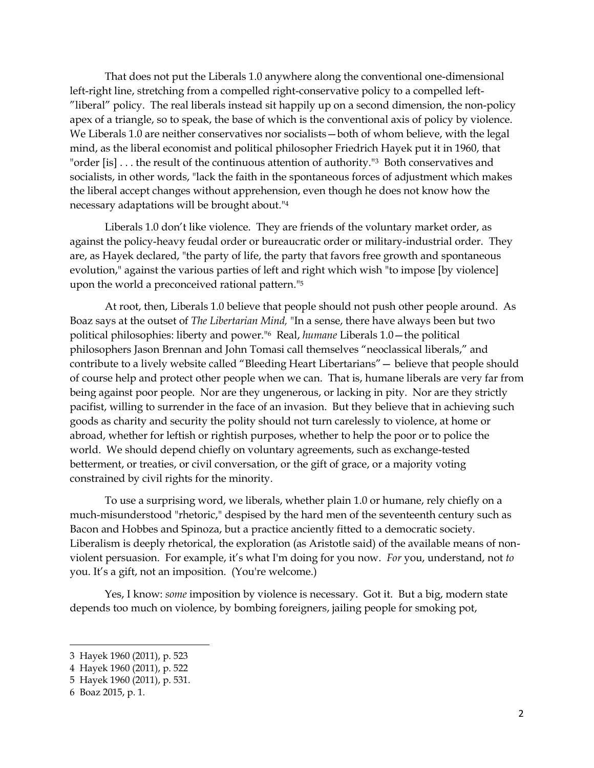That does not put the Liberals 1.0 anywhere along the conventional one-dimensional left-right line, stretching from a compelled right-conservative policy to a compelled left-"liberal" policy. The real liberals instead sit happily up on a second dimension, the non-policy apex of a triangle, so to speak, the base of which is the conventional axis of policy by violence. We Liberals 1.0 are neither conservatives nor socialists—both of whom believe, with the legal mind, as the liberal economist and political philosopher Friedrich Hayek put it in 1960, that "order [is] . . . the result of the continuous attention of authority."[3] Both conservatives and socialists, in other words, "lack the faith in the spontaneous forces of adjustment which makes the liberal accept changes without apprehension, even though he does not know how the necessary adaptations will be brought about."[4]

Liberals 1.0 don't like violence. They are friends of the voluntary market order, as against the policy-heavy feudal order or bureaucratic order or military-industrial order. They are, as Hayek declared, "the party of life, the party that favors free growth and spontaneous evolution," against the various parties of left and right which wish "to impose [by violence] upon the world a preconceived rational pattern."[5]

At root, then, Liberals 1.0 believe that people should not push other people around. As Boaz says at the outset of *The Libertarian Mind,* "In a sense, there have always been but two political philosophies: liberty and power."[6] Real, *humane* Liberals 1.0—the political philosophers Jason Brennan and John Tomasi call themselves "neoclassical liberals," and contribute to a lively website called "Bleeding Heart Libertarians"— believe that people should of course help and protect other people when we can. That is, humane liberals are very far from being against poor people. Nor are they ungenerous, or lacking in pity. Nor are they strictly pacifist, willing to surrender in the face of an invasion. But they believe that in achieving such goods as charity and security the polity should not turn carelessly to violence, at home or abroad, whether for leftish or rightish purposes, whether to help the poor or to police the world. We should depend chiefly on voluntary agreements, such as exchange-tested betterment, or treaties, or civil conversation, or the gift of grace, or a majority voting constrained by civil rights for the minority.

To use a surprising word, we liberals, whether plain 1.0 or humane, rely chiefly on a much-misunderstood "rhetoric," despised by the hard men of the seventeenth century such as Bacon and Hobbes and Spinoza, but a practice anciently fitted to a democratic society. Liberalism is deeply rhetorical, the exploration (as Aristotle said) of the available means of non-violent persuasion. For example, it's what I'm doing for you now. *For* you, understand, not *to* you. It's a gift, not an imposition. (You're welcome.)

Yes, I know: *some* imposition by violence is necessary. Got it. But a big, modern state depends too much on violence, by bombing foreigners, jailing people for smoking pot,

---

3 Hayek 1960 (2011), p. 523

4 Hayek 1960 (2011), p. 522

5 Hayek 1960 (2011), p. 531.

6 Boaz 2015, p. 1.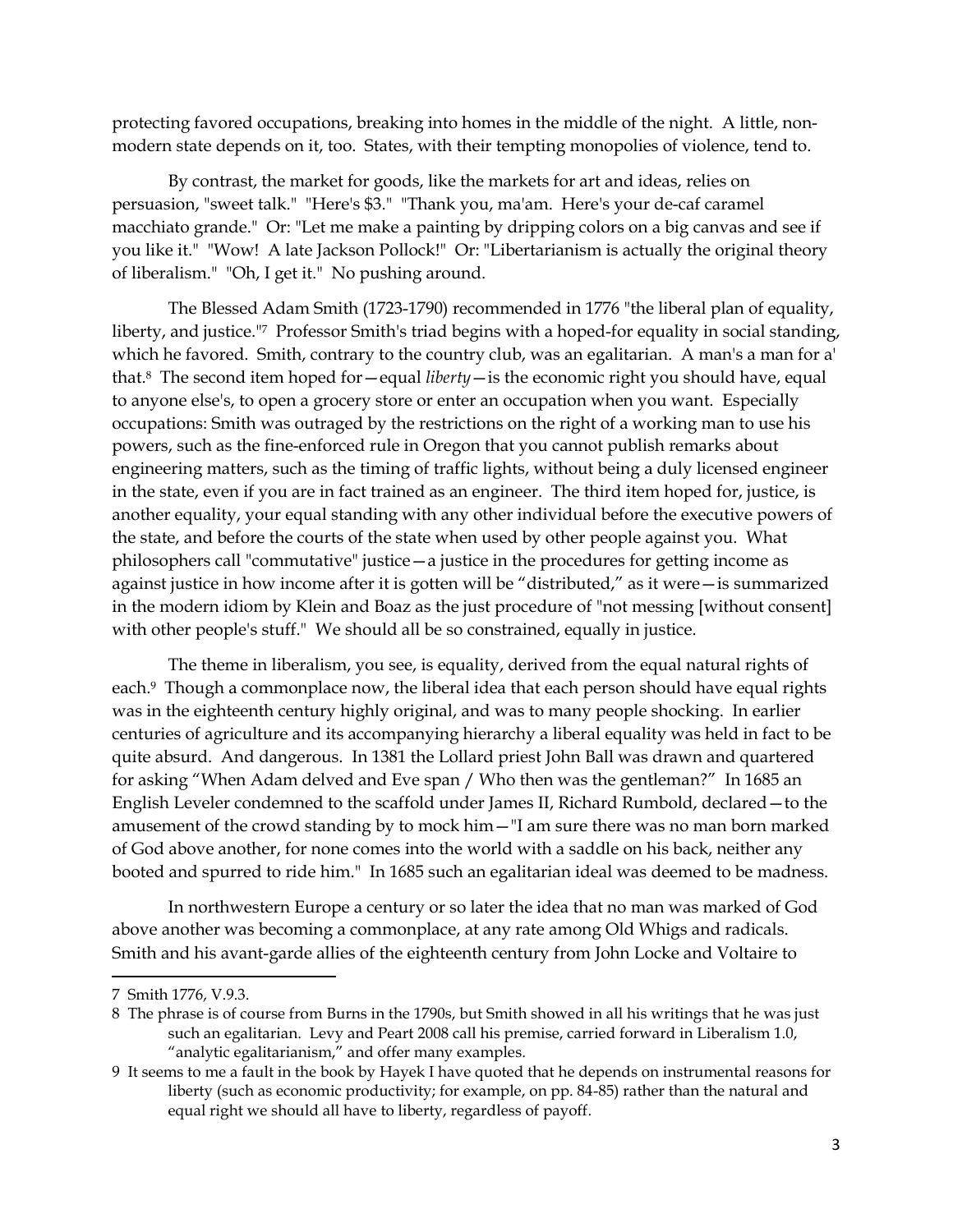protecting favored occupations, breaking into homes in the middle of the night. A little, non-modern state depends on it, too. States, with their tempting monopolies of violence, tend to.

By contrast, the market for goods, like the markets for art and ideas, relies on persuasion, "sweet talk." "Here's $3." "Thank you, ma'am. Here's your de-caf caramel macchiato grande." Or: "Let me make a painting by dripping colors on a big canvas and see if you like it." "Wow! A late Jackson Pollock!" Or: "Libertarianism is actually the original theory of liberalism." "Oh, I get it." No pushing around.

The Blessed Adam Smith (1723-1790) recommended in 1776 "the liberal plan of equality, liberty, and justice."[7] Professor Smith's triad begins with a hoped-for equality in social standing, which he favored. Smith, contrary to the country club, was an egalitarian. A man's a man for a' that.[8] The second item hoped for—equal *liberty*—is the economic right you should have, equal to anyone else's, to open a grocery store or enter an occupation when you want. Especially occupations: Smith was outraged by the restrictions on the right of a working man to use his powers, such as the fine-enforced rule in Oregon that you cannot publish remarks about engineering matters, such as the timing of traffic lights, without being a duly licensed engineer in the state, even if you are in fact trained as an engineer. The third item hoped for, justice, is another equality, your equal standing with any other individual before the executive powers of the state, and before the courts of the state when used by other people against you. What philosophers call "commutative" justice—a justice in the procedures for getting income as against justice in how income after it is gotten will be "distributed," as it were—is summarized in the modern idiom by Klein and Boaz as the just procedure of "not messing [without consent] with other people's stuff." We should all be so constrained, equally in justice.

The theme in liberalism, you see, is equality, derived from the equal natural rights of each.[9] Though a commonplace now, the liberal idea that each person should have equal rights was in the eighteenth century highly original, and was to many people shocking. In earlier centuries of agriculture and its accompanying hierarchy a liberal equality was held in fact to be quite absurd. And dangerous. In 1381 the Lollard priest John Ball was drawn and quartered for asking "When Adam delved and Eve span / Who then was the gentleman?" In 1685 an English Leveler condemned to the scaffold under James II, Richard Rumbold, declared—to the amusement of the crowd standing by to mock him—"I am sure there was no man born marked of God above another, for none comes into the world with a saddle on his back, neither any booted and spurred to ride him." In 1685 such an egalitarian ideal was deemed to be madness.

In northwestern Europe a century or so later the idea that no man was marked of God above another was becoming a commonplace, at any rate among Old Whigs and radicals. Smith and his avant-garde allies of the eighteenth century from John Locke and Voltaire to

---

7 Smith 1776, V.9.3.

8 The phrase is of course from Burns in the 1790s, but Smith showed in all his writings that he was just such an egalitarian. Levy and Peart 2008 call his premise, carried forward in Liberalism 1.0, "analytic egalitarianism," and offer many examples.

9 It seems to me a fault in the book by Hayek I have quoted that he depends on instrumental reasons for liberty (such as economic productivity; for example, on pp. 84-85) rather than the natural and equal right we should all have to liberty, regardless of payoff.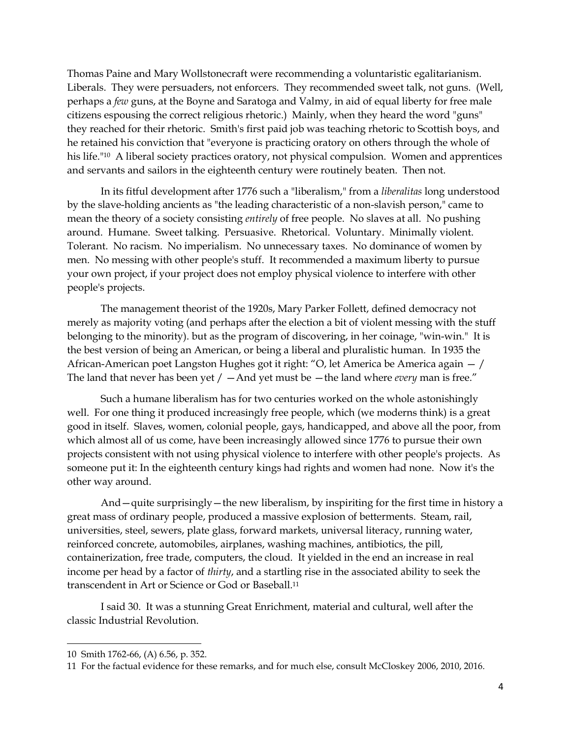Thomas Paine and Mary Wollstonecraft were recommending a voluntaristic egalitarianism. Liberals. They were persuaders, not enforcers. They recommended sweet talk, not guns. (Well, perhaps a *few* guns, at the Boyne and Saratoga and Valmy, in aid of equal liberty for free male citizens espousing the correct religious rhetoric.) Mainly, when they heard the word "guns" they reached for their rhetoric. Smith's first paid job was teaching rhetoric to Scottish boys, and he retained his conviction that "everyone is practicing oratory on others through the whole of his life."[10] A liberal society practices oratory, not physical compulsion. Women and apprentices and servants and sailors in the eighteenth century were routinely beaten. Then not.

In its fitful development after 1776 such a "liberalism," from a *liberalitas* long understood by the slave-holding ancients as "the leading characteristic of a non-slavish person," came to mean the theory of a society consisting *entirely* of free people. No slaves at all. No pushing around. Humane. Sweet talking. Persuasive. Rhetorical. Voluntary. Minimally violent. Tolerant. No racism. No imperialism. No unnecessary taxes. No dominance of women by men. No messing with other people's stuff. It recommended a maximum liberty to pursue your own project, if your project does not employ physical violence to interfere with other people's projects.

The management theorist of the 1920s, Mary Parker Follett, defined democracy not merely as majority voting (and perhaps after the election a bit of violent messing with the stuff belonging to the minority). but as the program of discovering, in her coinage, "win-win." It is the best version of being an American, or being a liberal and pluralistic human. In 1935 the African-American poet Langston Hughes got it right: "O, let America be America again — / The land that never has been yet / —And yet must be —the land where *every* man is free."

Such a humane liberalism has for two centuries worked on the whole astonishingly well. For one thing it produced increasingly free people, which (we moderns think) is a great good in itself. Slaves, women, colonial people, gays, handicapped, and above all the poor, from which almost all of us come, have been increasingly allowed since 1776 to pursue their own projects consistent with not using physical violence to interfere with other people's projects. As someone put it: In the eighteenth century kings had rights and women had none. Now it's the other way around.

And—quite surprisingly—the new liberalism, by inspiriting for the first time in history a great mass of ordinary people, produced a massive explosion of betterments. Steam, rail, universities, steel, sewers, plate glass, forward markets, universal literacy, running water, reinforced concrete, automobiles, airplanes, washing machines, antibiotics, the pill, containerization, free trade, computers, the cloud. It yielded in the end an increase in real income per head by a factor of *thirty*, and a startling rise in the associated ability to seek the transcendent in Art or Science or God or Baseball.[11]

I said 30. It was a stunning Great Enrichment, material and cultural, well after the classic Industrial Revolution.

---

10 Smith 1762-66, (A) 6.56, p. 352.

11 For the factual evidence for these remarks, and for much else, consult McCloskey 2006, 2010, 2016.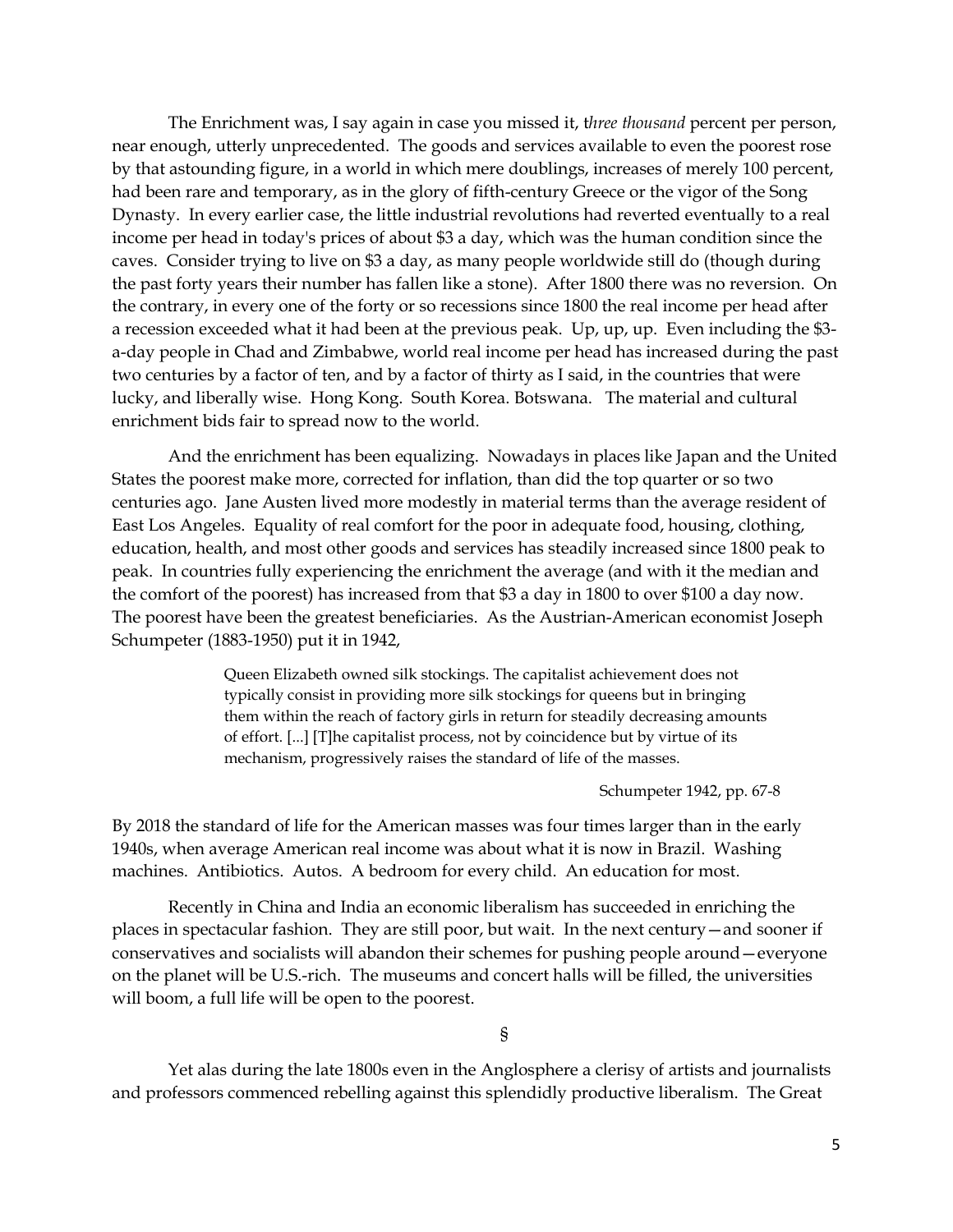The Enrichment was, I say again in case you missed it, t*hree thousand* percent per person, near enough, utterly unprecedented. The goods and services available to even the poorest rose by that astounding figure, in a world in which mere doublings, increases of merely 100 percent, had been rare and temporary, as in the glory of fifth-century Greece or the vigor of the Song Dynasty. In every earlier case, the little industrial revolutions had reverted eventually to a real income per head in today's prices of about $3 a day, which was the human condition since the caves. Consider trying to live on $3 a day, as many people worldwide still do (though during the past forty years their number has fallen like a stone). After 1800 there was no reversion. On the contrary, in every one of the forty or so recessions since 1800 the real income per head after a recession exceeded what it had been at the previous peak. Up, up, up. Even including the $3-a-day people in Chad and Zimbabwe, world real income per head has increased during the past two centuries by a factor of ten, and by a factor of thirty as I said, in the countries that were lucky, and liberally wise. Hong Kong. South Korea. Botswana. The material and cultural enrichment bids fair to spread now to the world.

And the enrichment has been equalizing. Nowadays in places like Japan and the United States the poorest make more, corrected for inflation, than did the top quarter or so two centuries ago. Jane Austen lived more modestly in material terms than the average resident of East Los Angeles. Equality of real comfort for the poor in adequate food, housing, clothing, education, health, and most other goods and services has steadily increased since 1800 peak to peak. In countries fully experiencing the enrichment the average (and with it the median and the comfort of the poorest) has increased from that $3 a day in 1800 to over $100 a day now. The poorest have been the greatest beneficiaries. As the Austrian-American economist Joseph Schumpeter (1883-1950) put it in 1942,

> Queen Elizabeth owned silk stockings. The capitalist achievement does not typically consist in providing more silk stockings for queens but in bringing them within the reach of factory girls in return for steadily decreasing amounts of effort. [...] [T]he capitalist process, not by coincidence but by virtue of its mechanism, progressively raises the standard of life of the masses.
>
> Schumpeter 1942, pp. 67-8

By 2018 the standard of life for the American masses was four times larger than in the early 1940s, when average American real income was about what it is now in Brazil. Washing machines. Antibiotics. Autos. A bedroom for every child. An education for most.

Recently in China and India an economic liberalism has succeeded in enriching the places in spectacular fashion. They are still poor, but wait. In the next century—and sooner if conservatives and socialists will abandon their schemes for pushing people around—everyone on the planet will be U.S.-rich. The museums and concert halls will be filled, the universities will boom, a full life will be open to the poorest.

§

Yet alas during the late 1800s even in the Anglosphere a clerisy of artists and journalists and professors commenced rebelling against this splendidly productive liberalism. The Great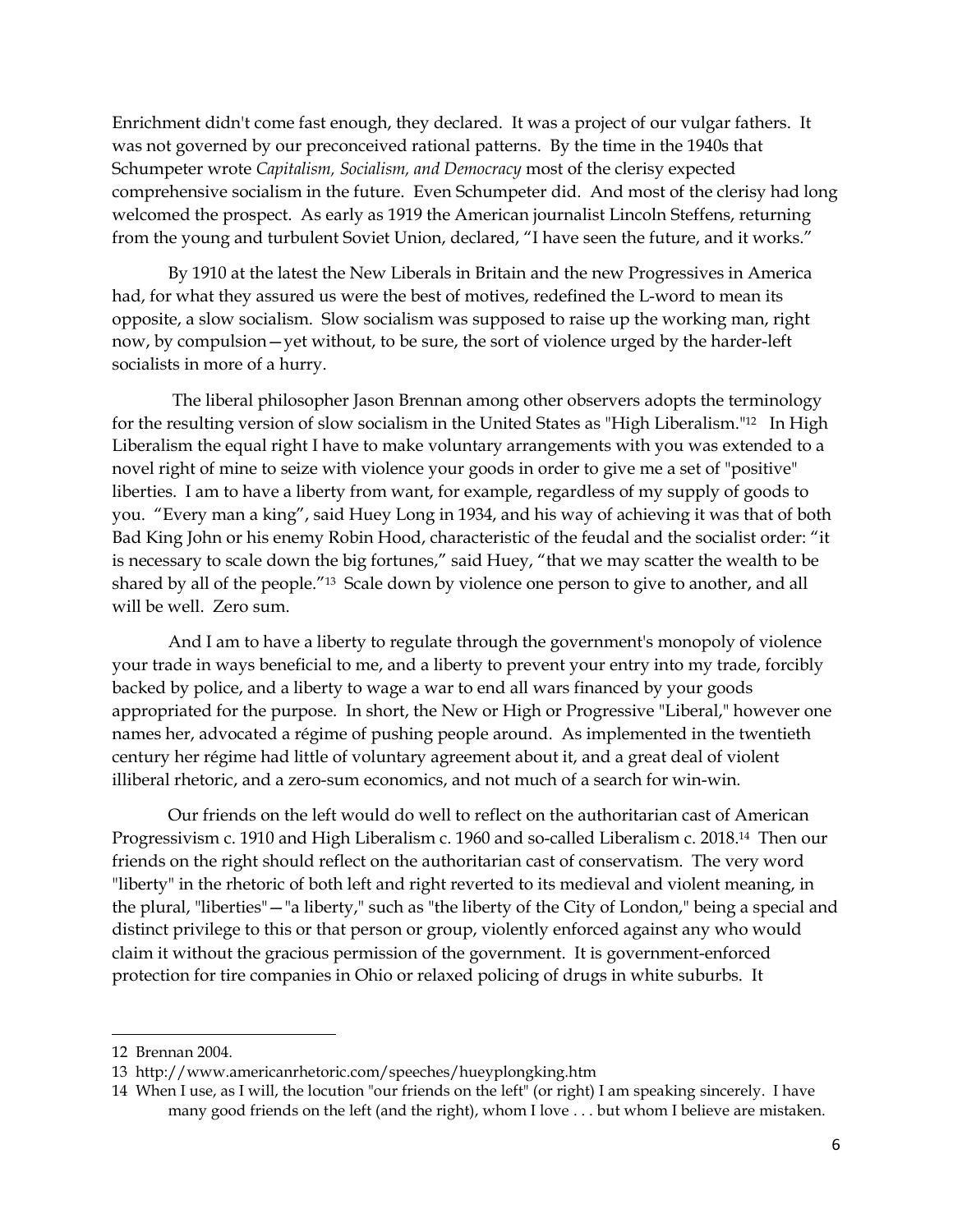Enrichment didn't come fast enough, they declared. It was a project of our vulgar fathers. It was not governed by our preconceived rational patterns. By the time in the 1940s that Schumpeter wrote *Capitalism, Socialism, and Democracy* most of the clerisy expected comprehensive socialism in the future. Even Schumpeter did. And most of the clerisy had long welcomed the prospect. As early as 1919 the American journalist Lincoln Steffens, returning from the young and turbulent Soviet Union, declared, "I have seen the future, and it works."

By 1910 at the latest the New Liberals in Britain and the new Progressives in America had, for what they assured us were the best of motives, redefined the L-word to mean its opposite, a slow socialism. Slow socialism was supposed to raise up the working man, right now, by compulsion—yet without, to be sure, the sort of violence urged by the harder-left socialists in more of a hurry.

The liberal philosopher Jason Brennan among other observers adopts the terminology for the resulting version of slow socialism in the United States as "High Liberalism."[12] In High Liberalism the equal right I have to make voluntary arrangements with you was extended to a novel right of mine to seize with violence your goods in order to give me a set of "positive" liberties. I am to have a liberty from want, for example, regardless of my supply of goods to you. "Every man a king", said Huey Long in 1934, and his way of achieving it was that of both Bad King John or his enemy Robin Hood, characteristic of the feudal and the socialist order: "it is necessary to scale down the big fortunes," said Huey, "that we may scatter the wealth to be shared by all of the people."[13] Scale down by violence one person to give to another, and all will be well. Zero sum.

And I am to have a liberty to regulate through the government's monopoly of violence your trade in ways beneficial to me, and a liberty to prevent your entry into my trade, forcibly backed by police, and a liberty to wage a war to end all wars financed by your goods appropriated for the purpose. In short, the New or High or Progressive "Liberal," however one names her, advocated a régime of pushing people around. As implemented in the twentieth century her régime had little of voluntary agreement about it, and a great deal of violent illiberal rhetoric, and a zero-sum economics, and not much of a search for win-win.

Our friends on the left would do well to reflect on the authoritarian cast of American Progressivism c. 1910 and High Liberalism c. 1960 and so-called Liberalism c. 2018.[14] Then our friends on the right should reflect on the authoritarian cast of conservatism. The very word "liberty" in the rhetoric of both left and right reverted to its medieval and violent meaning, in the plural, "liberties"—"a liberty," such as "the liberty of the City of London," being a special and distinct privilege to this or that person or group, violently enforced against any who would claim it without the gracious permission of the government. It is government-enforced protection for tire companies in Ohio or relaxed policing of drugs in white suburbs. It

---

12 Brennan 2004.

13 http://www.americanrhetoric.com/speeches/hueyplongking.htm

14 When I use, as I will, the locution "our friends on the left" (or right) I am speaking sincerely. I have many good friends on the left (and the right), whom I love . . . but whom I believe are mistaken.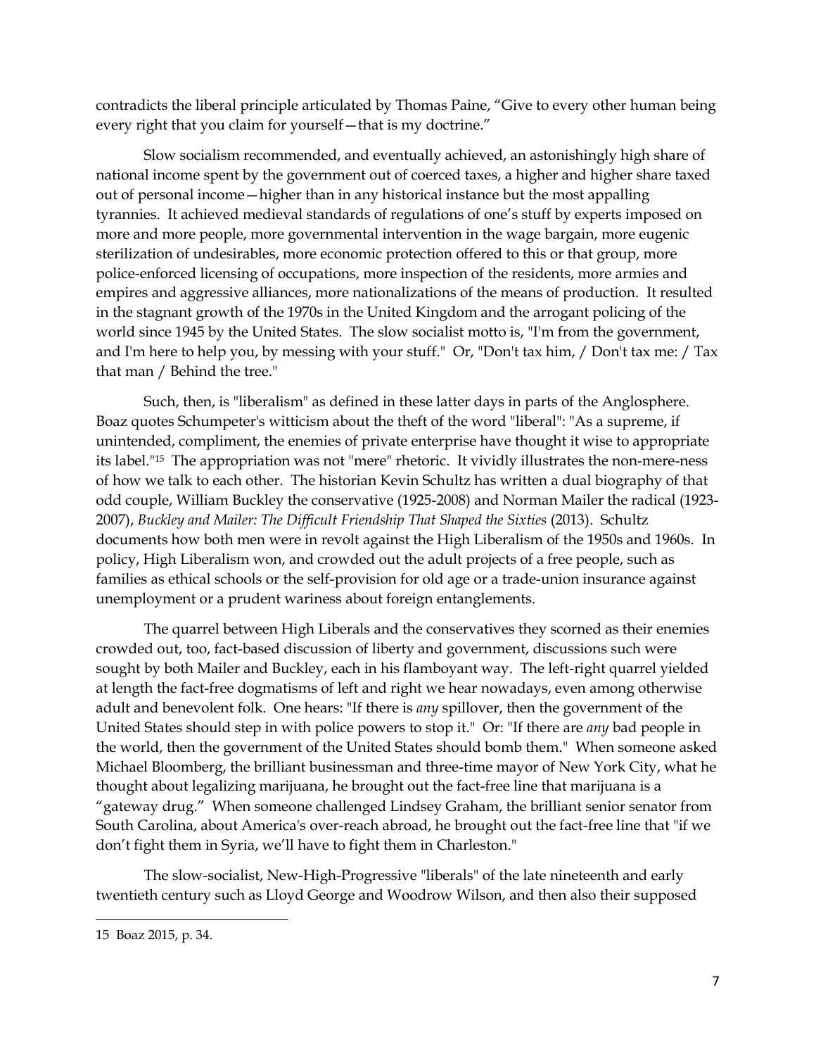contradicts the liberal principle articulated by Thomas Paine, "Give to every other human being every right that you claim for yourself—that is my doctrine."

Slow socialism recommended, and eventually achieved, an astonishingly high share of national income spent by the government out of coerced taxes, a higher and higher share taxed out of personal income—higher than in any historical instance but the most appalling tyrannies. It achieved medieval standards of regulations of one's stuff by experts imposed on more and more people, more governmental intervention in the wage bargain, more eugenic sterilization of undesirables, more economic protection offered to this or that group, more police-enforced licensing of occupations, more inspection of the residents, more armies and empires and aggressive alliances, more nationalizations of the means of production. It resulted in the stagnant growth of the 1970s in the United Kingdom and the arrogant policing of the world since 1945 by the United States. The slow socialist motto is, "I'm from the government, and I'm here to help you, by messing with your stuff." Or, "Don't tax him, / Don't tax me: / Tax that man / Behind the tree."

Such, then, is "liberalism" as defined in these latter days in parts of the Anglosphere. Boaz quotes Schumpeter's witticism about the theft of the word "liberal": "As a supreme, if unintended, compliment, the enemies of private enterprise have thought it wise to appropriate its label."[15] The appropriation was not "mere" rhetoric. It vividly illustrates the non-mere-ness of how we talk to each other. The historian Kevin Schultz has written a dual biography of that odd couple, William Buckley the conservative (1925-2008) and Norman Mailer the radical (1923-2007), *Buckley and Mailer: The Difficult Friendship That Shaped the Sixties* (2013). Schultz documents how both men were in revolt against the High Liberalism of the 1950s and 1960s. In policy, High Liberalism won, and crowded out the adult projects of a free people, such as families as ethical schools or the self-provision for old age or a trade-union insurance against unemployment or a prudent wariness about foreign entanglements.

The quarrel between High Liberals and the conservatives they scorned as their enemies crowded out, too, fact-based discussion of liberty and government, discussions such were sought by both Mailer and Buckley, each in his flamboyant way. The left-right quarrel yielded at length the fact-free dogmatisms of left and right we hear nowadays, even among otherwise adult and benevolent folk. One hears: "If there is *any* spillover, then the government of the United States should step in with police powers to stop it." Or: "If there are *any* bad people in the world, then the government of the United States should bomb them." When someone asked Michael Bloomberg, the brilliant businessman and three-time mayor of New York City, what he thought about legalizing marijuana, he brought out the fact-free line that marijuana is a "gateway drug." When someone challenged Lindsey Graham, the brilliant senior senator from South Carolina, about America's over-reach abroad, he brought out the fact-free line that "if we don't fight them in Syria, we'll have to fight them in Charleston."

The slow-socialist, New-High-Progressive "liberals" of the late nineteenth and early twentieth century such as Lloyd George and Woodrow Wilson, and then also their supposed

---

15 Boaz 2015, p. 34.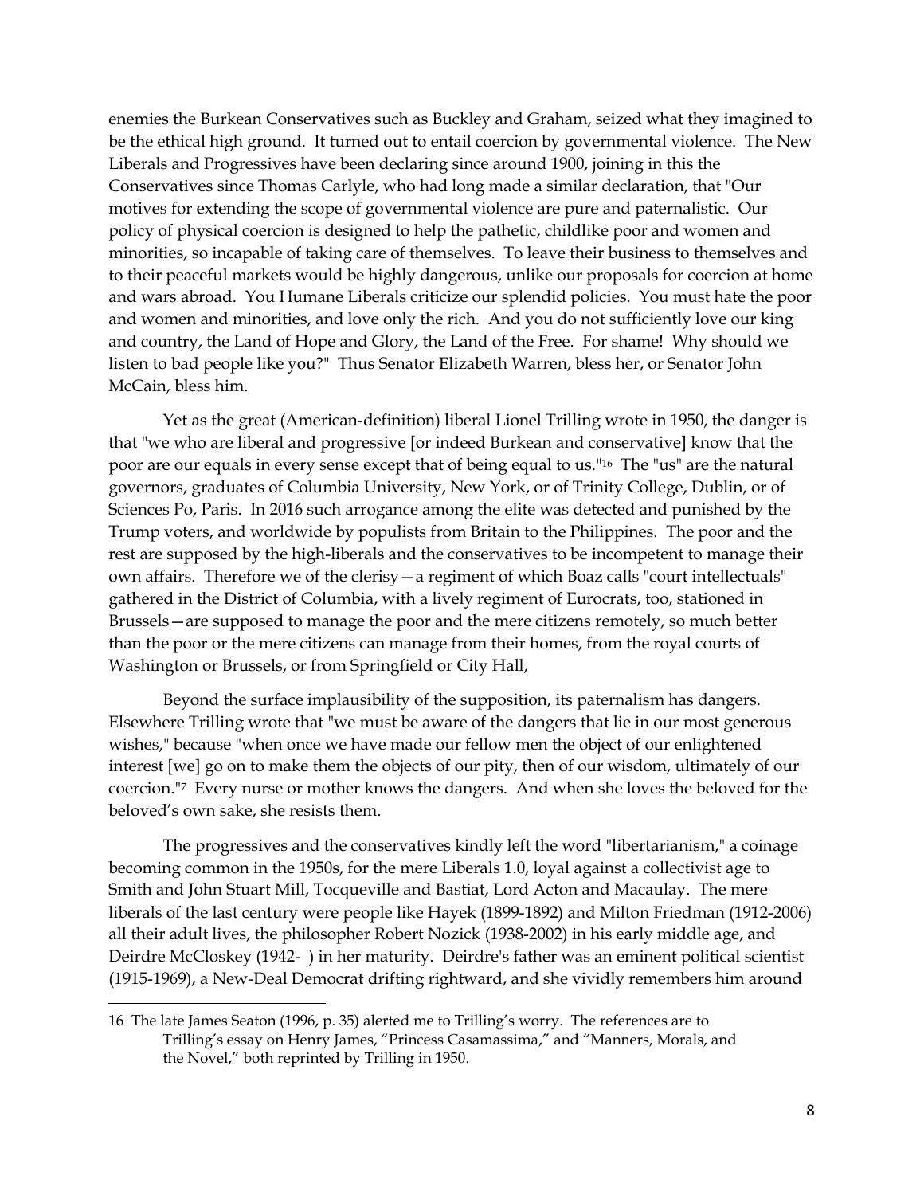enemies the Burkean Conservatives such as Buckley and Graham, seized what they imagined to be the ethical high ground. It turned out to entail coercion by governmental violence. The New Liberals and Progressives have been declaring since around 1900, joining in this the Conservatives since Thomas Carlyle, who had long made a similar declaration, that "Our motives for extending the scope of governmental violence are pure and paternalistic. Our policy of physical coercion is designed to help the pathetic, childlike poor and women and minorities, so incapable of taking care of themselves. To leave their business to themselves and to their peaceful markets would be highly dangerous, unlike our proposals for coercion at home and wars abroad. You Humane Liberals criticize our splendid policies. You must hate the poor and women and minorities, and love only the rich. And you do not sufficiently love our king and country, the Land of Hope and Glory, the Land of the Free. For shame! Why should we listen to bad people like you?" Thus Senator Elizabeth Warren, bless her, or Senator John McCain, bless him.

Yet as the great (American-definition) liberal Lionel Trilling wrote in 1950, the danger is that "we who are liberal and progressive [or indeed Burkean and conservative] know that the poor are our equals in every sense except that of being equal to us."[16] The "us" are the natural governors, graduates of Columbia University, New York, or of Trinity College, Dublin, or of Sciences Po, Paris. In 2016 such arrogance among the elite was detected and punished by the Trump voters, and worldwide by populists from Britain to the Philippines. The poor and the rest are supposed by the high-liberals and the conservatives to be incompetent to manage their own affairs. Therefore we of the clerisy—a regiment of which Boaz calls "court intellectuals" gathered in the District of Columbia, with a lively regiment of Eurocrats, too, stationed in Brussels—are supposed to manage the poor and the mere citizens remotely, so much better than the poor or the mere citizens can manage from their homes, from the royal courts of Washington or Brussels, or from Springfield or City Hall,

Beyond the surface implausibility of the supposition, its paternalism has dangers. Elsewhere Trilling wrote that "we must be aware of the dangers that lie in our most generous wishes," because "when once we have made our fellow men the object of our enlightened interest [we] go on to make them the objects of our pity, then of our wisdom, ultimately of our coercion."[7] Every nurse or mother knows the dangers. And when she loves the beloved for the beloved's own sake, she resists them.

The progressives and the conservatives kindly left the word "libertarianism," a coinage becoming common in the 1950s, for the mere Liberals 1.0, loyal against a collectivist age to Smith and John Stuart Mill, Tocqueville and Bastiat, Lord Acton and Macaulay. The mere liberals of the last century were people like Hayek (1899-1892) and Milton Friedman (1912-2006) all their adult lives, the philosopher Robert Nozick (1938-2002) in his early middle age, and Deirdre McCloskey (1942- ) in her maturity. Deirdre's father was an eminent political scientist (1915-1969), a New-Deal Democrat drifting rightward, and she vividly remembers him around

16 The late James Seaton (1996, p. 35) alerted me to Trilling's worry. The references are to Trilling's essay on Henry James, "Princess Casamassima," and "Manners, Morals, and the Novel," both reprinted by Trilling in 1950.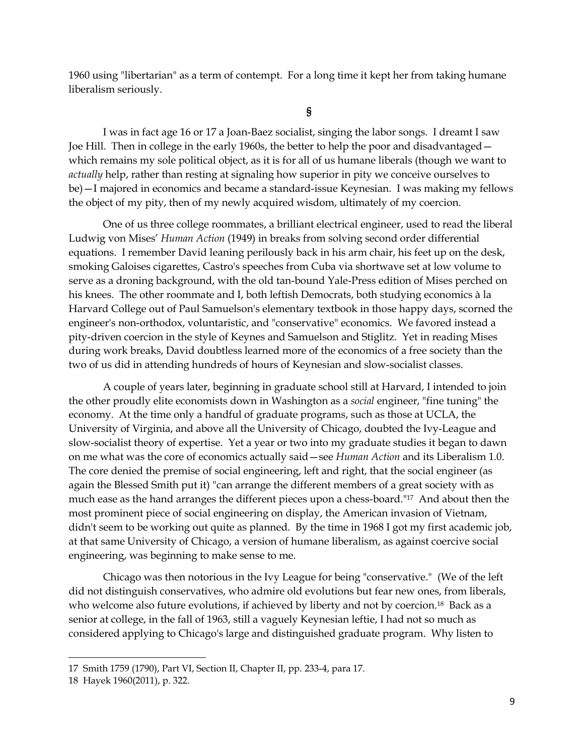1960 using "libertarian" as a term of contempt. For a long time it kept her from taking humane liberalism seriously.

§

I was in fact age 16 or 17 a Joan-Baez socialist, singing the labor songs. I dreamt I saw Joe Hill. Then in college in the early 1960s, the better to help the poor and disadvantaged—which remains my sole political object, as it is for all of us humane liberals (though we want to *actually* help, rather than resting at signaling how superior in pity we conceive ourselves to be)—I majored in economics and became a standard-issue Keynesian. I was making my fellows the object of my pity, then of my newly acquired wisdom, ultimately of my coercion.

One of us three college roommates, a brilliant electrical engineer, used to read the liberal Ludwig von Mises' *Human Action* (1949) in breaks from solving second order differential equations. I remember David leaning perilously back in his arm chair, his feet up on the desk, smoking Galoises cigarettes, Castro's speeches from Cuba via shortwave set at low volume to serve as a droning background, with the old tan-bound Yale-Press edition of Mises perched on his knees. The other roommate and I, both leftish Democrats, both studying economics à la Harvard College out of Paul Samuelson's elementary textbook in those happy days, scorned the engineer's non-orthodox, voluntaristic, and "conservative" economics. We favored instead a pity-driven coercion in the style of Keynes and Samuelson and Stiglitz. Yet in reading Mises during work breaks, David doubtless learned more of the economics of a free society than the two of us did in attending hundreds of hours of Keynesian and slow-socialist classes.

A couple of years later, beginning in graduate school still at Harvard, I intended to join the other proudly elite economists down in Washington as a *social* engineer, "fine tuning" the economy. At the time only a handful of graduate programs, such as those at UCLA, the University of Virginia, and above all the University of Chicago, doubted the Ivy-League and slow-socialist theory of expertise. Yet a year or two into my graduate studies it began to dawn on me what was the core of economics actually said—see *Human Action* and its Liberalism 1.0. The core denied the premise of social engineering, left and right, that the social engineer (as again the Blessed Smith put it) "can arrange the different members of a great society with as much ease as the hand arranges the different pieces upon a chess-board."[17] And about then the most prominent piece of social engineering on display, the American invasion of Vietnam, didn't seem to be working out quite as planned. By the time in 1968 I got my first academic job, at that same University of Chicago, a version of humane liberalism, as against coercive social engineering, was beginning to make sense to me.

Chicago was then notorious in the Ivy League for being "conservative." (We of the left did not distinguish conservatives, who admire old evolutions but fear new ones, from liberals, who welcome also future evolutions, if achieved by liberty and not by coercion.[18] Back as a senior at college, in the fall of 1963, still a vaguely Keynesian leftie, I had not so much as considered applying to Chicago's large and distinguished graduate program. Why listen to

---

17 Smith 1759 (1790), Part VI, Section II, Chapter II, pp. 233-4, para 17.

18 Hayek 1960(2011), p. 322.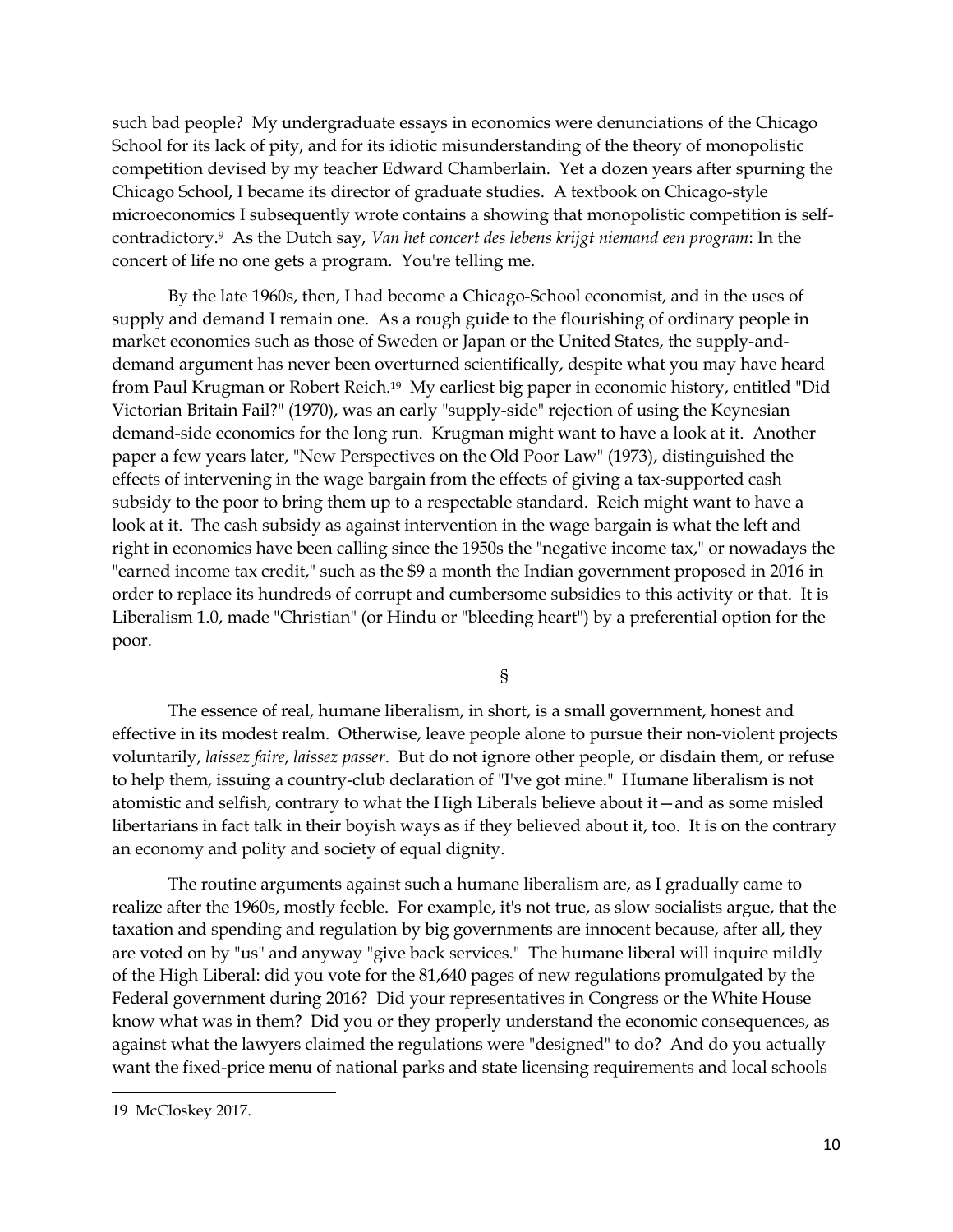such bad people? My undergraduate essays in economics were denunciations of the Chicago School for its lack of pity, and for its idiotic misunderstanding of the theory of monopolistic competition devised by my teacher Edward Chamberlain. Yet a dozen years after spurning the Chicago School, I became its director of graduate studies. A textbook on Chicago-style microeconomics I subsequently wrote contains a showing that monopolistic competition is self-contradictory.[9] As the Dutch say, *Van het concert des lebens krijgt niemand een program*: In the concert of life no one gets a program. You're telling me.

By the late 1960s, then, I had become a Chicago-School economist, and in the uses of supply and demand I remain one. As a rough guide to the flourishing of ordinary people in market economies such as those of Sweden or Japan or the United States, the supply-and-demand argument has never been overturned scientifically, despite what you may have heard from Paul Krugman or Robert Reich.[19] My earliest big paper in economic history, entitled "Did Victorian Britain Fail?" (1970), was an early "supply-side" rejection of using the Keynesian demand-side economics for the long run. Krugman might want to have a look at it. Another paper a few years later, "New Perspectives on the Old Poor Law" (1973), distinguished the effects of intervening in the wage bargain from the effects of giving a tax-supported cash subsidy to the poor to bring them up to a respectable standard. Reich might want to have a look at it. The cash subsidy as against intervention in the wage bargain is what the left and right in economics have been calling since the 1950s the "negative income tax," or nowadays the "earned income tax credit," such as the $9 a month the Indian government proposed in 2016 in order to replace its hundreds of corrupt and cumbersome subsidies to this activity or that. It is Liberalism 1.0, made "Christian" (or Hindu or "bleeding heart") by a preferential option for the poor.

§

The essence of real, humane liberalism, in short, is a small government, honest and effective in its modest realm. Otherwise, leave people alone to pursue their non-violent projects voluntarily, *laissez faire*, *laissez passer*. But do not ignore other people, or disdain them, or refuse to help them, issuing a country-club declaration of "I've got mine." Humane liberalism is not atomistic and selfish, contrary to what the High Liberals believe about it—and as some misled libertarians in fact talk in their boyish ways as if they believed about it, too. It is on the contrary an economy and polity and society of equal dignity.

The routine arguments against such a humane liberalism are, as I gradually came to realize after the 1960s, mostly feeble. For example, it's not true, as slow socialists argue, that the taxation and spending and regulation by big governments are innocent because, after all, they are voted on by "us" and anyway "give back services." The humane liberal will inquire mildly of the High Liberal: did you vote for the 81,640 pages of new regulations promulgated by the Federal government during 2016? Did your representatives in Congress or the White House know what was in them? Did you or they properly understand the economic consequences, as against what the lawyers claimed the regulations were "designed" to do? And do you actually want the fixed-price menu of national parks and state licensing requirements and local schools

---

19 McCloskey 2017.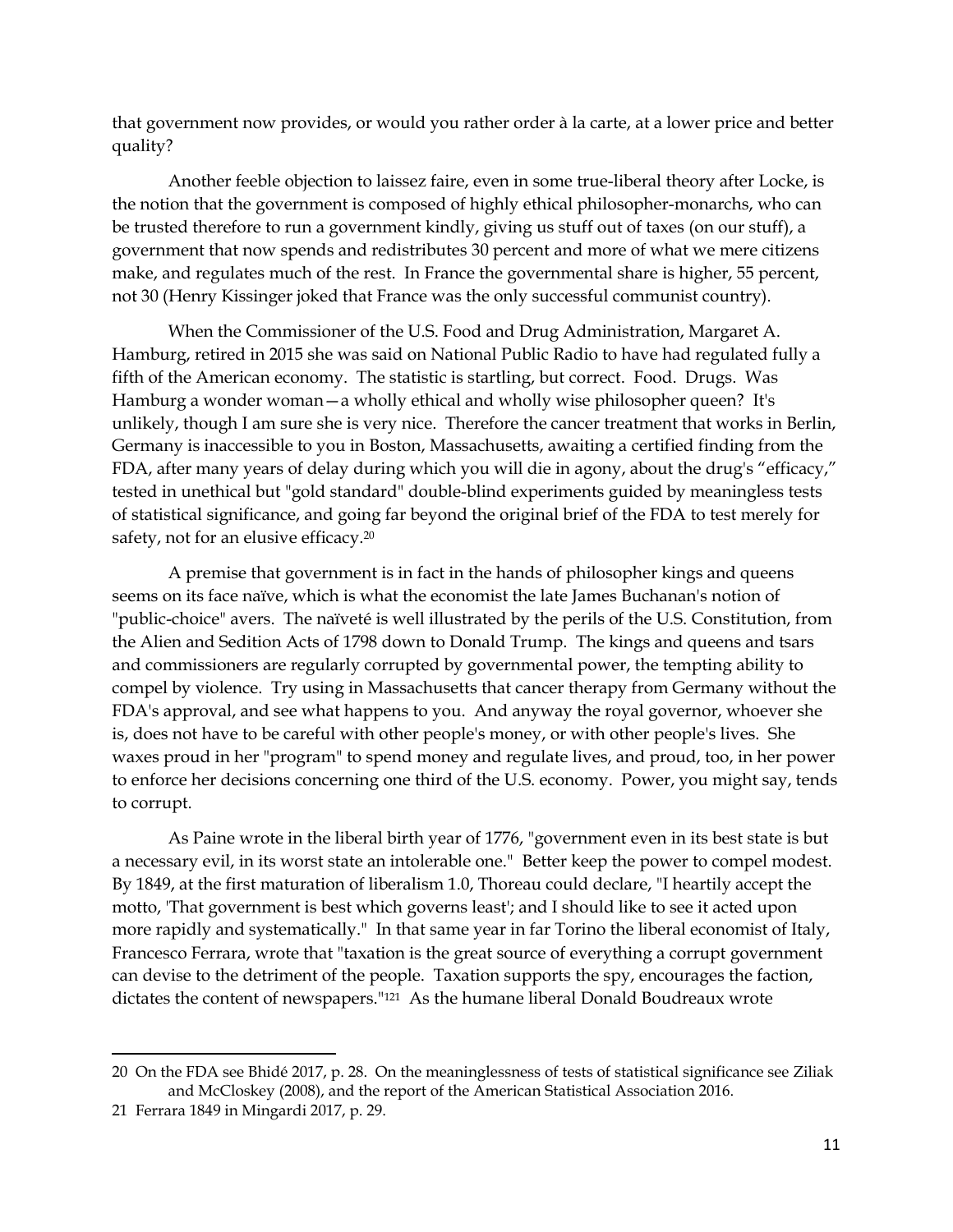that government now provides, or would you rather order à la carte, at a lower price and better quality?

Another feeble objection to laissez faire, even in some true-liberal theory after Locke, is the notion that the government is composed of highly ethical philosopher-monarchs, who can be trusted therefore to run a government kindly, giving us stuff out of taxes (on our stuff), a government that now spends and redistributes 30 percent and more of what we mere citizens make, and regulates much of the rest. In France the governmental share is higher, 55 percent, not 30 (Henry Kissinger joked that France was the only successful communist country).

When the Commissioner of the U.S. Food and Drug Administration, Margaret A. Hamburg, retired in 2015 she was said on National Public Radio to have had regulated fully a fifth of the American economy. The statistic is startling, but correct. Food. Drugs. Was Hamburg a wonder woman—a wholly ethical and wholly wise philosopher queen? It's unlikely, though I am sure she is very nice. Therefore the cancer treatment that works in Berlin, Germany is inaccessible to you in Boston, Massachusetts, awaiting a certified finding from the FDA, after many years of delay during which you will die in agony, about the drug's "efficacy," tested in unethical but "gold standard" double-blind experiments guided by meaningless tests of statistical significance, and going far beyond the original brief of the FDA to test merely for safety, not for an elusive efficacy.[20]

A premise that government is in fact in the hands of philosopher kings and queens seems on its face naïve, which is what the economist the late James Buchanan's notion of "public-choice" avers. The naïveté is well illustrated by the perils of the U.S. Constitution, from the Alien and Sedition Acts of 1798 down to Donald Trump. The kings and queens and tsars and commissioners are regularly corrupted by governmental power, the tempting ability to compel by violence. Try using in Massachusetts that cancer therapy from Germany without the FDA's approval, and see what happens to you. And anyway the royal governor, whoever she is, does not have to be careful with other people's money, or with other people's lives. She waxes proud in her "program" to spend money and regulate lives, and proud, too, in her power to enforce her decisions concerning one third of the U.S. economy. Power, you might say, tends to corrupt.

As Paine wrote in the liberal birth year of 1776, "government even in its best state is but a necessary evil, in its worst state an intolerable one." Better keep the power to compel modest. By 1849, at the first maturation of liberalism 1.0, Thoreau could declare, "I heartily accept the motto, 'That government is best which governs least'; and I should like to see it acted upon more rapidly and systematically." In that same year in far Torino the liberal economist of Italy, Francesco Ferrara, wrote that "taxation is the great source of everything a corrupt government can devise to the detriment of the people. Taxation supports the spy, encourages the faction, dictates the content of newspapers."[121] As the humane liberal Donald Boudreaux wrote

---

20 On the FDA see Bhidé 2017, p. 28. On the meaninglessness of tests of statistical significance see Ziliak and McCloskey (2008), and the report of the American Statistical Association 2016.

21 Ferrara 1849 in Mingardi 2017, p. 29.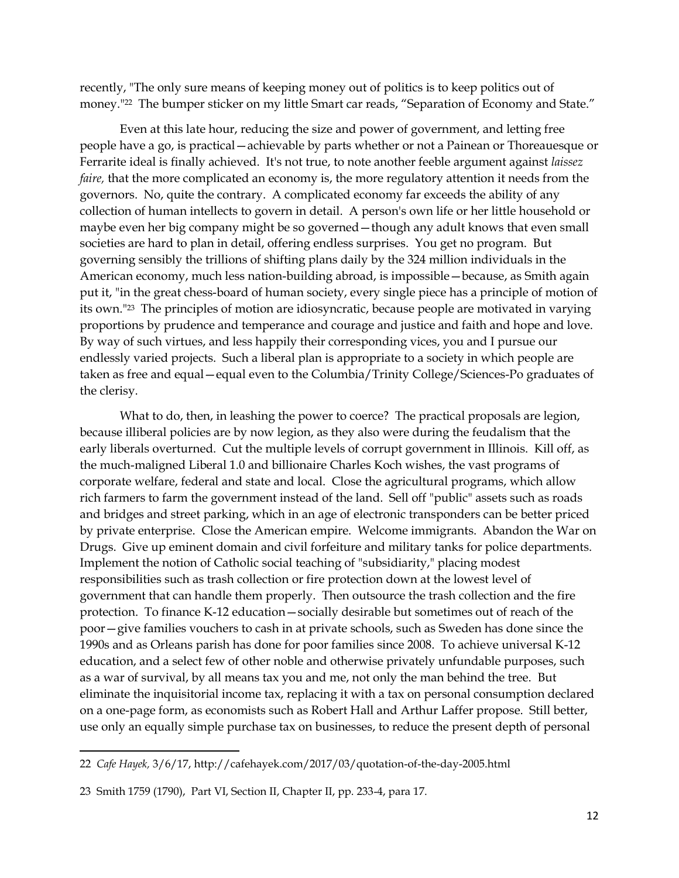recently, "The only sure means of keeping money out of politics is to keep politics out of money."[22] The bumper sticker on my little Smart car reads, "Separation of Economy and State."

Even at this late hour, reducing the size and power of government, and letting free people have a go, is practical—achievable by parts whether or not a Painean or Thoreauesque or Ferrarite ideal is finally achieved. It's not true, to note another feeble argument against *laissez faire,* that the more complicated an economy is, the more regulatory attention it needs from the governors. No, quite the contrary. A complicated economy far exceeds the ability of any collection of human intellects to govern in detail. A person's own life or her little household or maybe even her big company might be so governed—though any adult knows that even small societies are hard to plan in detail, offering endless surprises. You get no program. But governing sensibly the trillions of shifting plans daily by the 324 million individuals in the American economy, much less nation-building abroad, is impossible—because, as Smith again put it, "in the great chess-board of human society, every single piece has a principle of motion of its own."[23] The principles of motion are idiosyncratic, because people are motivated in varying proportions by prudence and temperance and courage and justice and faith and hope and love. By way of such virtues, and less happily their corresponding vices, you and I pursue our endlessly varied projects. Such a liberal plan is appropriate to a society in which people are taken as free and equal—equal even to the Columbia/Trinity College/Sciences-Po graduates of the clerisy.

What to do, then, in leashing the power to coerce? The practical proposals are legion, because illiberal policies are by now legion, as they also were during the feudalism that the early liberals overturned. Cut the multiple levels of corrupt government in Illinois. Kill off, as the much-maligned Liberal 1.0 and billionaire Charles Koch wishes, the vast programs of corporate welfare, federal and state and local. Close the agricultural programs, which allow rich farmers to farm the government instead of the land. Sell off "public" assets such as roads and bridges and street parking, which in an age of electronic transponders can be better priced by private enterprise. Close the American empire. Welcome immigrants. Abandon the War on Drugs. Give up eminent domain and civil forfeiture and military tanks for police departments. Implement the notion of Catholic social teaching of "subsidiarity," placing modest responsibilities such as trash collection or fire protection down at the lowest level of government that can handle them properly. Then outsource the trash collection and the fire protection. To finance K-12 education—socially desirable but sometimes out of reach of the poor—give families vouchers to cash in at private schools, such as Sweden has done since the 1990s and as Orleans parish has done for poor families since 2008. To achieve universal K-12 education, and a select few of other noble and otherwise privately unfundable purposes, such as a war of survival, by all means tax you and me, not only the man behind the tree. But eliminate the inquisitorial income tax, replacing it with a tax on personal consumption declared on a one-page form, as economists such as Robert Hall and Arthur Laffer propose. Still better, use only an equally simple purchase tax on businesses, to reduce the present depth of personal

---

22 *Cafe Hayek,* 3/6/17, http://cafehayek.com/2017/03/quotation-of-the-day-2005.html

23 Smith 1759 (1790), Part VI, Section II, Chapter II, pp. 233-4, para 17.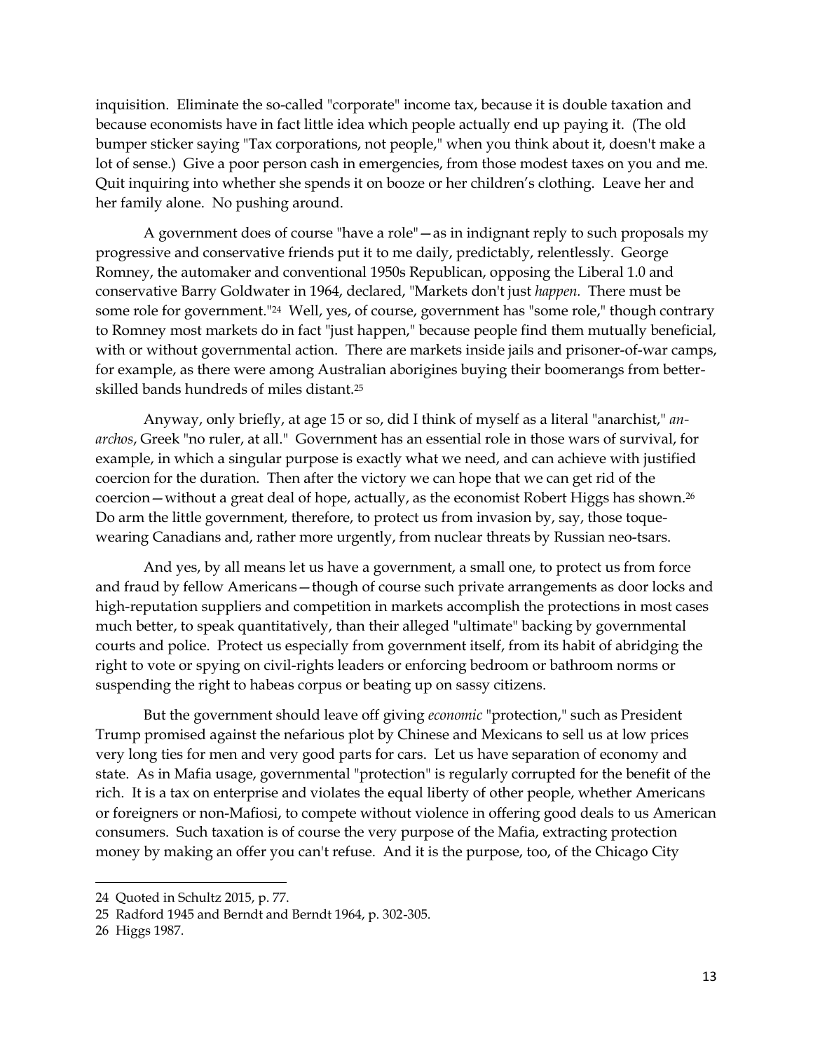inquisition. Eliminate the so-called "corporate" income tax, because it is double taxation and because economists have in fact little idea which people actually end up paying it. (The old bumper sticker saying "Tax corporations, not people," when you think about it, doesn't make a lot of sense.) Give a poor person cash in emergencies, from those modest taxes on you and me. Quit inquiring into whether she spends it on booze or her children's clothing. Leave her and her family alone. No pushing around.

A government does of course "have a role"—as in indignant reply to such proposals my progressive and conservative friends put it to me daily, predictably, relentlessly. George Romney, the automaker and conventional 1950s Republican, opposing the Liberal 1.0 and conservative Barry Goldwater in 1964, declared, "Markets don't just *happen.* There must be some role for government."[24] Well, yes, of course, government has "some role," though contrary to Romney most markets do in fact "just happen," because people find them mutually beneficial, with or without governmental action. There are markets inside jails and prisoner-of-war camps, for example, as there were among Australian aborigines buying their boomerangs from better-skilled bands hundreds of miles distant.[25]

Anyway, only briefly, at age 15 or so, did I think of myself as a literal "anarchist," *an-archos*, Greek "no ruler, at all." Government has an essential role in those wars of survival, for example, in which a singular purpose is exactly what we need, and can achieve with justified coercion for the duration. Then after the victory we can hope that we can get rid of the coercion—without a great deal of hope, actually, as the economist Robert Higgs has shown.[26] Do arm the little government, therefore, to protect us from invasion by, say, those toque-wearing Canadians and, rather more urgently, from nuclear threats by Russian neo-tsars.

And yes, by all means let us have a government, a small one, to protect us from force and fraud by fellow Americans—though of course such private arrangements as door locks and high-reputation suppliers and competition in markets accomplish the protections in most cases much better, to speak quantitatively, than their alleged "ultimate" backing by governmental courts and police. Protect us especially from government itself, from its habit of abridging the right to vote or spying on civil-rights leaders or enforcing bedroom or bathroom norms or suspending the right to habeas corpus or beating up on sassy citizens.

But the government should leave off giving *economic* "protection," such as President Trump promised against the nefarious plot by Chinese and Mexicans to sell us at low prices very long ties for men and very good parts for cars. Let us have separation of economy and state. As in Mafia usage, governmental "protection" is regularly corrupted for the benefit of the rich. It is a tax on enterprise and violates the equal liberty of other people, whether Americans or foreigners or non-Mafiosi, to compete without violence in offering good deals to us American consumers. Such taxation is of course the very purpose of the Mafia, extracting protection money by making an offer you can't refuse. And it is the purpose, too, of the Chicago City

---

24 Quoted in Schultz 2015, p. 77.

25 Radford 1945 and Berndt and Berndt 1964, p. 302-305.

26 Higgs 1987.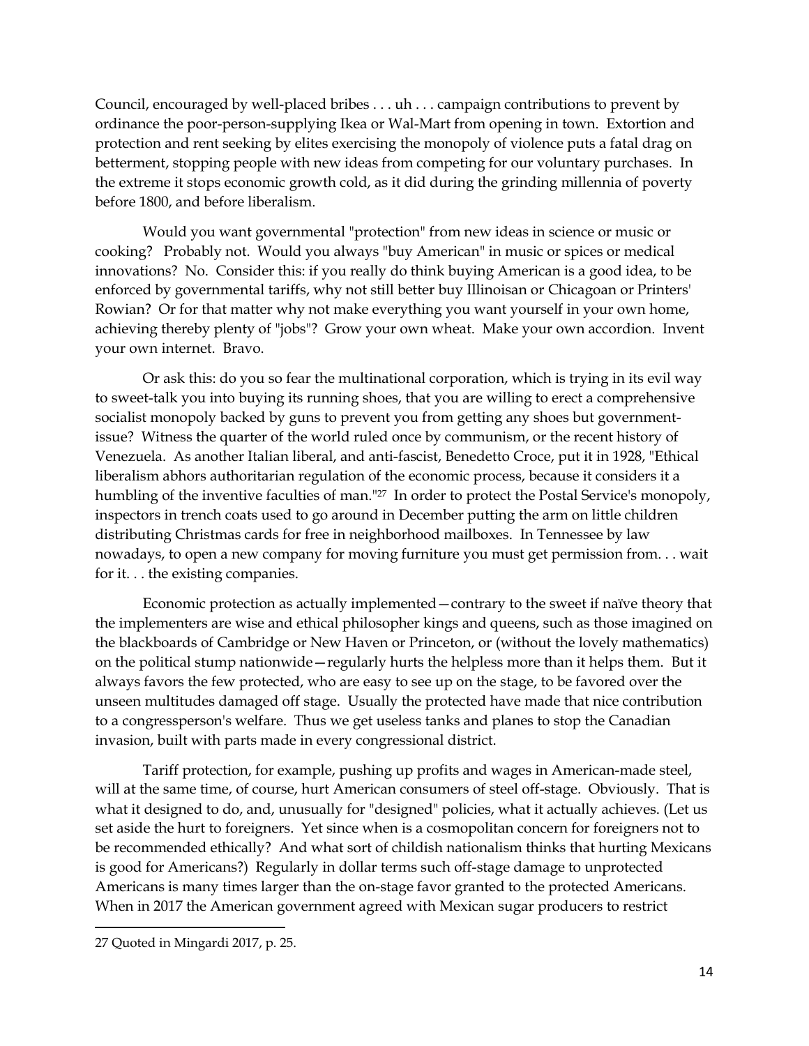Council, encouraged by well-placed bribes . . . uh . . . campaign contributions to prevent by ordinance the poor-person-supplying Ikea or Wal-Mart from opening in town. Extortion and protection and rent seeking by elites exercising the monopoly of violence puts a fatal drag on betterment, stopping people with new ideas from competing for our voluntary purchases. In the extreme it stops economic growth cold, as it did during the grinding millennia of poverty before 1800, and before liberalism.

Would you want governmental "protection" from new ideas in science or music or cooking? Probably not. Would you always "buy American" in music or spices or medical innovations? No. Consider this: if you really do think buying American is a good idea, to be enforced by governmental tariffs, why not still better buy Illinoisan or Chicagoan or Printers' Rowian? Or for that matter why not make everything you want yourself in your own home, achieving thereby plenty of "jobs"? Grow your own wheat. Make your own accordion. Invent your own internet. Bravo.

Or ask this: do you so fear the multinational corporation, which is trying in its evil way to sweet-talk you into buying its running shoes, that you are willing to erect a comprehensive socialist monopoly backed by guns to prevent you from getting any shoes but government-issue? Witness the quarter of the world ruled once by communism, or the recent history of Venezuela. As another Italian liberal, and anti-fascist, Benedetto Croce, put it in 1928, "Ethical liberalism abhors authoritarian regulation of the economic process, because it considers it a humbling of the inventive faculties of man."[27] In order to protect the Postal Service's monopoly, inspectors in trench coats used to go around in December putting the arm on little children distributing Christmas cards for free in neighborhood mailboxes. In Tennessee by law nowadays, to open a new company for moving furniture you must get permission from. . . wait for it. . . the existing companies.

Economic protection as actually implemented—contrary to the sweet if naïve theory that the implementers are wise and ethical philosopher kings and queens, such as those imagined on the blackboards of Cambridge or New Haven or Princeton, or (without the lovely mathematics) on the political stump nationwide—regularly hurts the helpless more than it helps them. But it always favors the few protected, who are easy to see up on the stage, to be favored over the unseen multitudes damaged off stage. Usually the protected have made that nice contribution to a congressperson's welfare. Thus we get useless tanks and planes to stop the Canadian invasion, built with parts made in every congressional district.

Tariff protection, for example, pushing up profits and wages in American-made steel, will at the same time, of course, hurt American consumers of steel off-stage. Obviously. That is what it designed to do, and, unusually for "designed" policies, what it actually achieves. (Let us set aside the hurt to foreigners. Yet since when is a cosmopolitan concern for foreigners not to be recommended ethically? And what sort of childish nationalism thinks that hurting Mexicans is good for Americans?) Regularly in dollar terms such off-stage damage to unprotected Americans is many times larger than the on-stage favor granted to the protected Americans. When in 2017 the American government agreed with Mexican sugar producers to restrict

---

27 Quoted in Mingardi 2017, p. 25.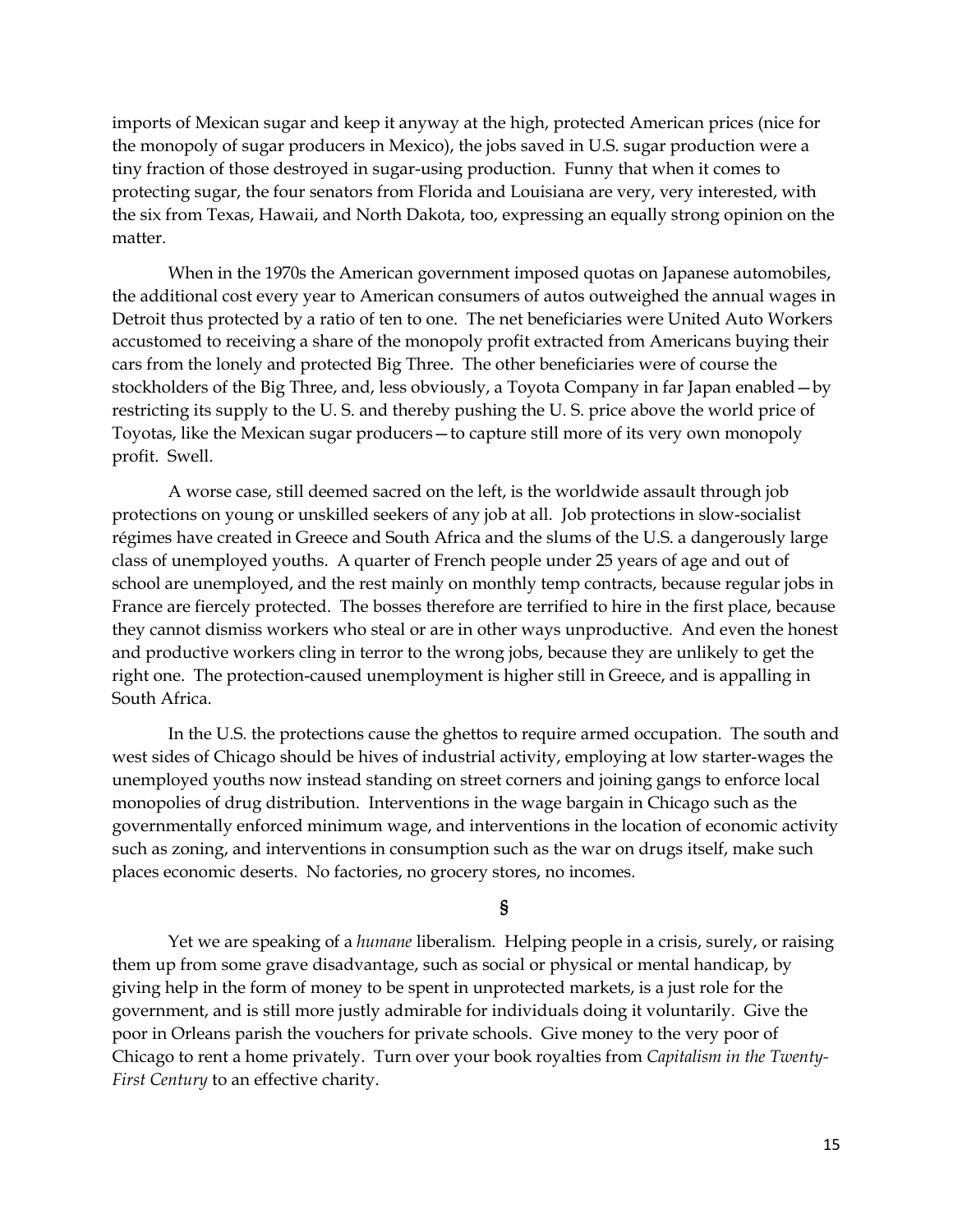imports of Mexican sugar and keep it anyway at the high, protected American prices (nice for the monopoly of sugar producers in Mexico), the jobs saved in U.S. sugar production were a tiny fraction of those destroyed in sugar-using production. Funny that when it comes to protecting sugar, the four senators from Florida and Louisiana are very, very interested, with the six from Texas, Hawaii, and North Dakota, too, expressing an equally strong opinion on the matter.

When in the 1970s the American government imposed quotas on Japanese automobiles, the additional cost every year to American consumers of autos outweighed the annual wages in Detroit thus protected by a ratio of ten to one. The net beneficiaries were United Auto Workers accustomed to receiving a share of the monopoly profit extracted from Americans buying their cars from the lonely and protected Big Three. The other beneficiaries were of course the stockholders of the Big Three, and, less obviously, a Toyota Company in far Japan enabled—by restricting its supply to the U. S. and thereby pushing the U. S. price above the world price of Toyotas, like the Mexican sugar producers—to capture still more of its very own monopoly profit. Swell.

A worse case, still deemed sacred on the left, is the worldwide assault through job protections on young or unskilled seekers of any job at all. Job protections in slow-socialist régimes have created in Greece and South Africa and the slums of the U.S. a dangerously large class of unemployed youths. A quarter of French people under 25 years of age and out of school are unemployed, and the rest mainly on monthly temp contracts, because regular jobs in France are fiercely protected. The bosses therefore are terrified to hire in the first place, because they cannot dismiss workers who steal or are in other ways unproductive. And even the honest and productive workers cling in terror to the wrong jobs, because they are unlikely to get the right one. The protection-caused unemployment is higher still in Greece, and is appalling in South Africa.

In the U.S. the protections cause the ghettos to require armed occupation. The south and west sides of Chicago should be hives of industrial activity, employing at low starter-wages the unemployed youths now instead standing on street corners and joining gangs to enforce local monopolies of drug distribution. Interventions in the wage bargain in Chicago such as the governmentally enforced minimum wage, and interventions in the location of economic activity such as zoning, and interventions in consumption such as the war on drugs itself, make such places economic deserts. No factories, no grocery stores, no incomes.

§

Yet we are speaking of a *humane* liberalism. Helping people in a crisis, surely, or raising them up from some grave disadvantage, such as social or physical or mental handicap, by giving help in the form of money to be spent in unprotected markets, is a just role for the government, and is still more justly admirable for individuals doing it voluntarily. Give the poor in Orleans parish the vouchers for private schools. Give money to the very poor of Chicago to rent a home privately. Turn over your book royalties from *Capitalism in the Twenty-First Century* to an effective charity.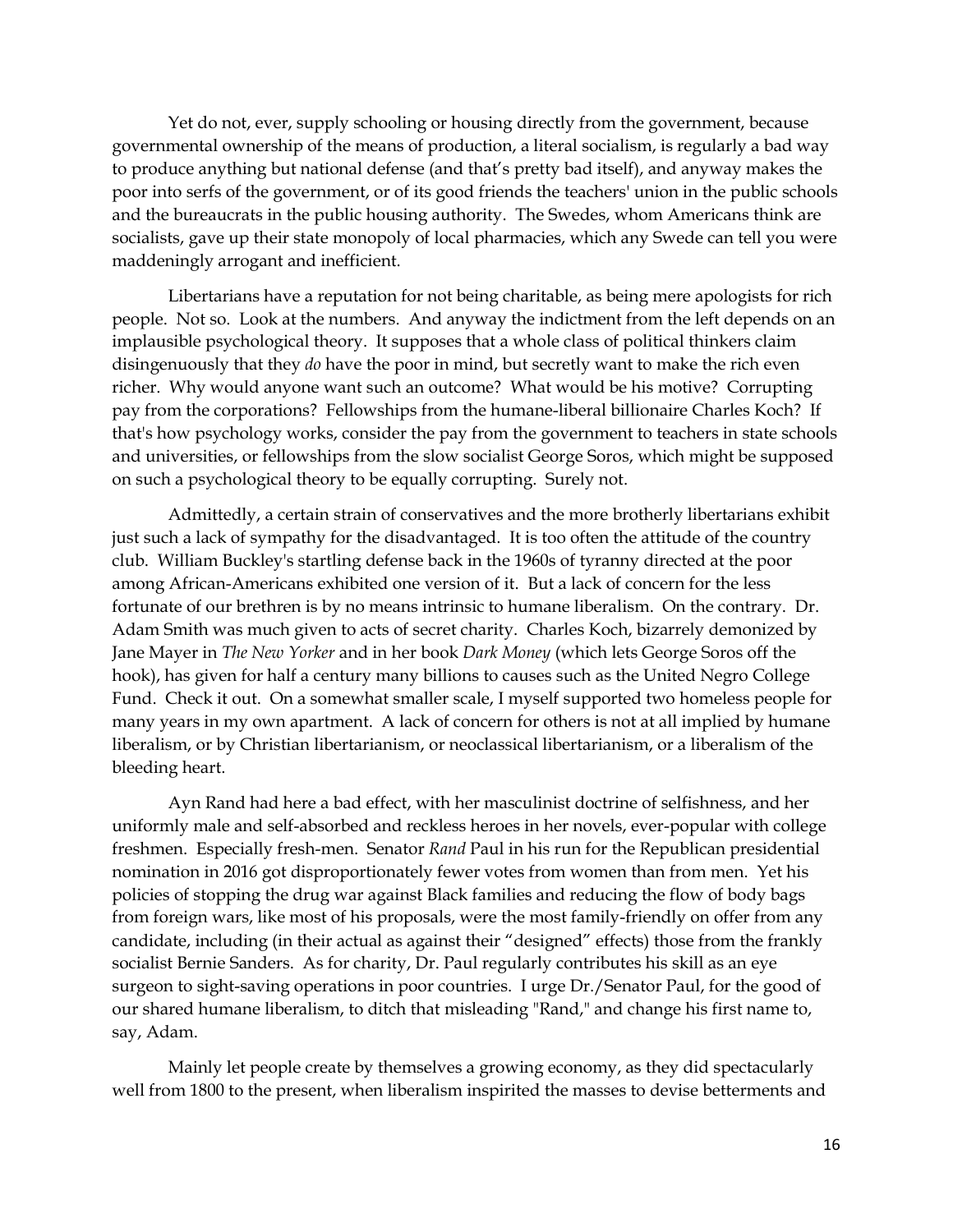Yet do not, ever, supply schooling or housing directly from the government, because governmental ownership of the means of production, a literal socialism, is regularly a bad way to produce anything but national defense (and that's pretty bad itself), and anyway makes the poor into serfs of the government, or of its good friends the teachers' union in the public schools and the bureaucrats in the public housing authority. The Swedes, whom Americans think are socialists, gave up their state monopoly of local pharmacies, which any Swede can tell you were maddeningly arrogant and inefficient.

Libertarians have a reputation for not being charitable, as being mere apologists for rich people. Not so. Look at the numbers. And anyway the indictment from the left depends on an implausible psychological theory. It supposes that a whole class of political thinkers claim disingenuously that they *do* have the poor in mind, but secretly want to make the rich even richer. Why would anyone want such an outcome? What would be his motive? Corrupting pay from the corporations? Fellowships from the humane-liberal billionaire Charles Koch? If that's how psychology works, consider the pay from the government to teachers in state schools and universities, or fellowships from the slow socialist George Soros, which might be supposed on such a psychological theory to be equally corrupting. Surely not.

Admittedly, a certain strain of conservatives and the more brotherly libertarians exhibit just such a lack of sympathy for the disadvantaged. It is too often the attitude of the country club. William Buckley's startling defense back in the 1960s of tyranny directed at the poor among African-Americans exhibited one version of it. But a lack of concern for the less fortunate of our brethren is by no means intrinsic to humane liberalism. On the contrary. Dr. Adam Smith was much given to acts of secret charity. Charles Koch, bizarrely demonized by Jane Mayer in *The New Yorker* and in her book *Dark Money* (which lets George Soros off the hook), has given for half a century many billions to causes such as the United Negro College Fund. Check it out. On a somewhat smaller scale, I myself supported two homeless people for many years in my own apartment. A lack of concern for others is not at all implied by humane liberalism, or by Christian libertarianism, or neoclassical libertarianism, or a liberalism of the bleeding heart.

Ayn Rand had here a bad effect, with her masculinist doctrine of selfishness, and her uniformly male and self-absorbed and reckless heroes in her novels, ever-popular with college freshmen. Especially fresh-men. Senator *Rand* Paul in his run for the Republican presidential nomination in 2016 got disproportionately fewer votes from women than from men. Yet his policies of stopping the drug war against Black families and reducing the flow of body bags from foreign wars, like most of his proposals, were the most family-friendly on offer from any candidate, including (in their actual as against their "designed" effects) those from the frankly socialist Bernie Sanders. As for charity, Dr. Paul regularly contributes his skill as an eye surgeon to sight-saving operations in poor countries. I urge Dr./Senator Paul, for the good of our shared humane liberalism, to ditch that misleading "Rand," and change his first name to, say, Adam.

Mainly let people create by themselves a growing economy, as they did spectacularly well from 1800 to the present, when liberalism inspirited the masses to devise betterments and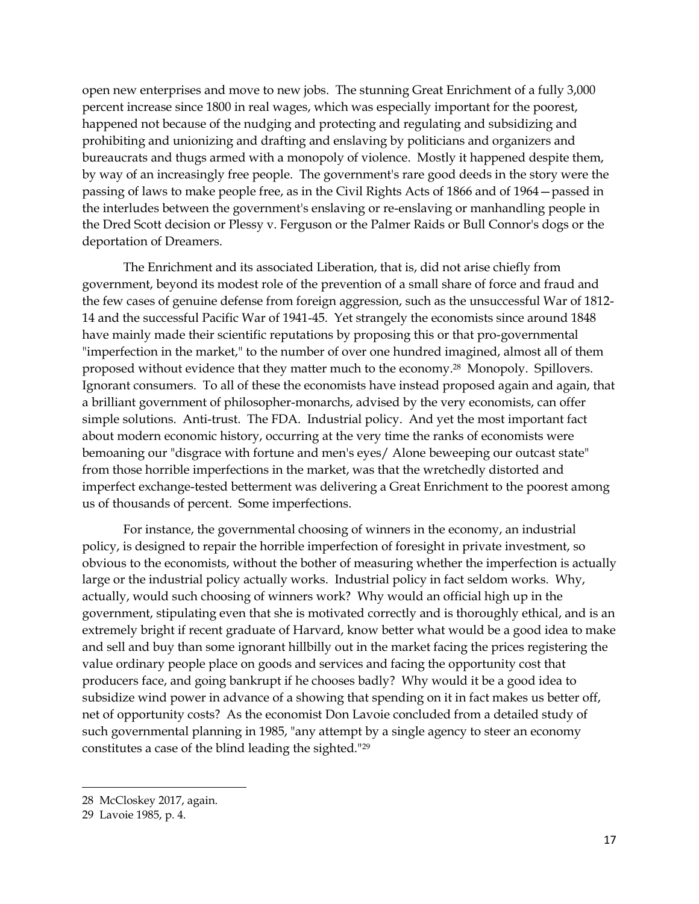open new enterprises and move to new jobs. The stunning Great Enrichment of a fully 3,000 percent increase since 1800 in real wages, which was especially important for the poorest, happened not because of the nudging and protecting and regulating and subsidizing and prohibiting and unionizing and drafting and enslaving by politicians and organizers and bureaucrats and thugs armed with a monopoly of violence. Mostly it happened despite them, by way of an increasingly free people. The government's rare good deeds in the story were the passing of laws to make people free, as in the Civil Rights Acts of 1866 and of 1964—passed in the interludes between the government's enslaving or re-enslaving or manhandling people in the Dred Scott decision or Plessy v. Ferguson or the Palmer Raids or Bull Connor's dogs or the deportation of Dreamers.

The Enrichment and its associated Liberation, that is, did not arise chiefly from government, beyond its modest role of the prevention of a small share of force and fraud and the few cases of genuine defense from foreign aggression, such as the unsuccessful War of 1812-14 and the successful Pacific War of 1941-45. Yet strangely the economists since around 1848 have mainly made their scientific reputations by proposing this or that pro-governmental "imperfection in the market," to the number of over one hundred imagined, almost all of them proposed without evidence that they matter much to the economy.[28] Monopoly. Spillovers. Ignorant consumers. To all of these the economists have instead proposed again and again, that a brilliant government of philosopher-monarchs, advised by the very economists, can offer simple solutions. Anti-trust. The FDA. Industrial policy. And yet the most important fact about modern economic history, occurring at the very time the ranks of economists were bemoaning our "disgrace with fortune and men's eyes/ Alone beweeping our outcast state" from those horrible imperfections in the market, was that the wretchedly distorted and imperfect exchange-tested betterment was delivering a Great Enrichment to the poorest among us of thousands of percent. Some imperfections.

For instance, the governmental choosing of winners in the economy, an industrial policy, is designed to repair the horrible imperfection of foresight in private investment, so obvious to the economists, without the bother of measuring whether the imperfection is actually large or the industrial policy actually works. Industrial policy in fact seldom works. Why, actually, would such choosing of winners work? Why would an official high up in the government, stipulating even that she is motivated correctly and is thoroughly ethical, and is an extremely bright if recent graduate of Harvard, know better what would be a good idea to make and sell and buy than some ignorant hillbilly out in the market facing the prices registering the value ordinary people place on goods and services and facing the opportunity cost that producers face, and going bankrupt if he chooses badly? Why would it be a good idea to subsidize wind power in advance of a showing that spending on it in fact makes us better off, net of opportunity costs? As the economist Don Lavoie concluded from a detailed study of such governmental planning in 1985, "any attempt by a single agency to steer an economy constitutes a case of the blind leading the sighted."[29]

---

28 McCloskey 2017, again.

29 Lavoie 1985, p. 4.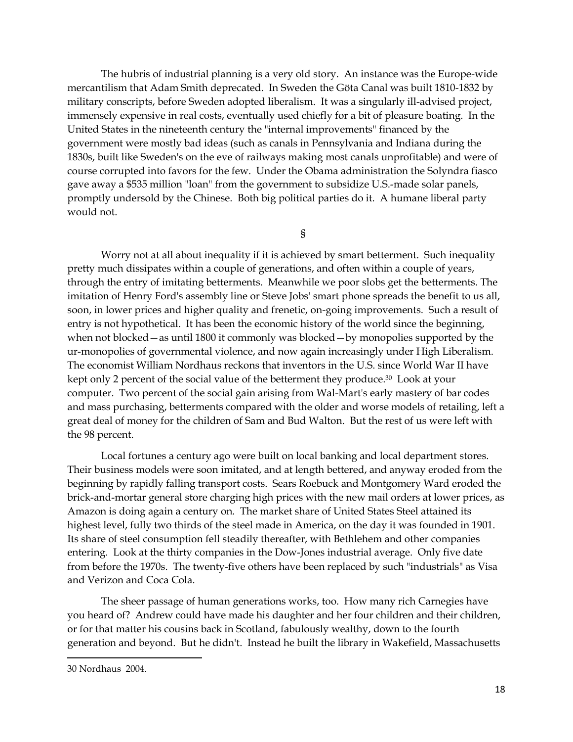The hubris of industrial planning is a very old story. An instance was the Europe-wide mercantilism that Adam Smith deprecated. In Sweden the Göta Canal was built 1810-1832 by military conscripts, before Sweden adopted liberalism. It was a singularly ill-advised project, immensely expensive in real costs, eventually used chiefly for a bit of pleasure boating. In the United States in the nineteenth century the "internal improvements" financed by the government were mostly bad ideas (such as canals in Pennsylvania and Indiana during the 1830s, built like Sweden's on the eve of railways making most canals unprofitable) and were of course corrupted into favors for the few. Under the Obama administration the Solyndra fiasco gave away a $535 million "loan" from the government to subsidize U.S.-made solar panels, promptly undersold by the Chinese. Both big political parties do it. A humane liberal party would not.

§

Worry not at all about inequality if it is achieved by smart betterment. Such inequality pretty much dissipates within a couple of generations, and often within a couple of years, through the entry of imitating betterments. Meanwhile we poor slobs get the betterments. The imitation of Henry Ford's assembly line or Steve Jobs' smart phone spreads the benefit to us all, soon, in lower prices and higher quality and frenetic, on-going improvements. Such a result of entry is not hypothetical. It has been the economic history of the world since the beginning, when not blocked—as until 1800 it commonly was blocked—by monopolies supported by the ur-monopolies of governmental violence, and now again increasingly under High Liberalism. The economist William Nordhaus reckons that inventors in the U.S. since World War II have kept only 2 percent of the social value of the betterment they produce.[30] Look at your computer. Two percent of the social gain arising from Wal-Mart's early mastery of bar codes and mass purchasing, betterments compared with the older and worse models of retailing, left a great deal of money for the children of Sam and Bud Walton. But the rest of us were left with the 98 percent.

Local fortunes a century ago were built on local banking and local department stores. Their business models were soon imitated, and at length bettered, and anyway eroded from the beginning by rapidly falling transport costs. Sears Roebuck and Montgomery Ward eroded the brick-and-mortar general store charging high prices with the new mail orders at lower prices, as Amazon is doing again a century on. The market share of United States Steel attained its highest level, fully two thirds of the steel made in America, on the day it was founded in 1901. Its share of steel consumption fell steadily thereafter, with Bethlehem and other companies entering. Look at the thirty companies in the Dow-Jones industrial average. Only five date from before the 1970s. The twenty-five others have been replaced by such "industrials" as Visa and Verizon and Coca Cola.

The sheer passage of human generations works, too. How many rich Carnegies have you heard of? Andrew could have made his daughter and her four children and their children, or for that matter his cousins back in Scotland, fabulously wealthy, down to the fourth generation and beyond. But he didn't. Instead he built the library in Wakefield, Massachusetts

---

30 Nordhaus 2004.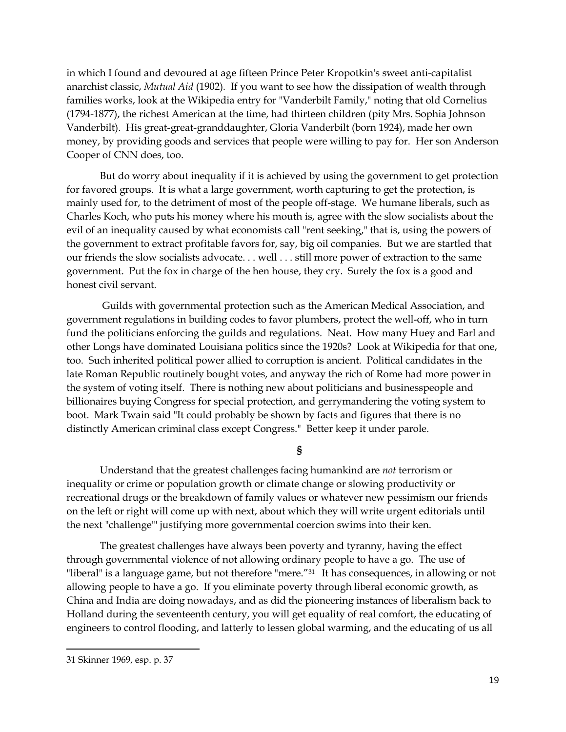in which I found and devoured at age fifteen Prince Peter Kropotkin's sweet anti-capitalist anarchist classic, *Mutual Aid* (1902). If you want to see how the dissipation of wealth through families works, look at the Wikipedia entry for "Vanderbilt Family," noting that old Cornelius (1794-1877), the richest American at the time, had thirteen children (pity Mrs. Sophia Johnson Vanderbilt). His great-great-granddaughter, Gloria Vanderbilt (born 1924), made her own money, by providing goods and services that people were willing to pay for. Her son Anderson Cooper of CNN does, too.

But do worry about inequality if it is achieved by using the government to get protection for favored groups. It is what a large government, worth capturing to get the protection, is mainly used for, to the detriment of most of the people off-stage. We humane liberals, such as Charles Koch, who puts his money where his mouth is, agree with the slow socialists about the evil of an inequality caused by what economists call "rent seeking," that is, using the powers of the government to extract profitable favors for, say, big oil companies. But we are startled that our friends the slow socialists advocate. . . well . . . still more power of extraction to the same government. Put the fox in charge of the hen house, they cry. Surely the fox is a good and honest civil servant.

Guilds with governmental protection such as the American Medical Association, and government regulations in building codes to favor plumbers, protect the well-off, who in turn fund the politicians enforcing the guilds and regulations. Neat. How many Huey and Earl and other Longs have dominated Louisiana politics since the 1920s? Look at Wikipedia for that one, too. Such inherited political power allied to corruption is ancient. Political candidates in the late Roman Republic routinely bought votes, and anyway the rich of Rome had more power in the system of voting itself. There is nothing new about politicians and businesspeople and billionaires buying Congress for special protection, and gerrymandering the voting system to boot. Mark Twain said "It could probably be shown by facts and figures that there is no distinctly American criminal class except Congress." Better keep it under parole.

§

Understand that the greatest challenges facing humankind are *not* terrorism or inequality or crime or population growth or climate change or slowing productivity or recreational drugs or the breakdown of family values or whatever new pessimism our friends on the left or right will come up with next, about which they will write urgent editorials until the next "challenge'" justifying more governmental coercion swims into their ken.

The greatest challenges have always been poverty and tyranny, having the effect through governmental violence of not allowing ordinary people to have a go. The use of "liberal" is a language game, but not therefore "mere."[31] It has consequences, in allowing or not allowing people to have a go. If you eliminate poverty through liberal economic growth, as China and India are doing nowadays, and as did the pioneering instances of liberalism back to Holland during the seventeenth century, you will get equality of real comfort, the educating of engineers to control flooding, and latterly to lessen global warming, and the educating of us all

---

31 Skinner 1969, esp. p. 37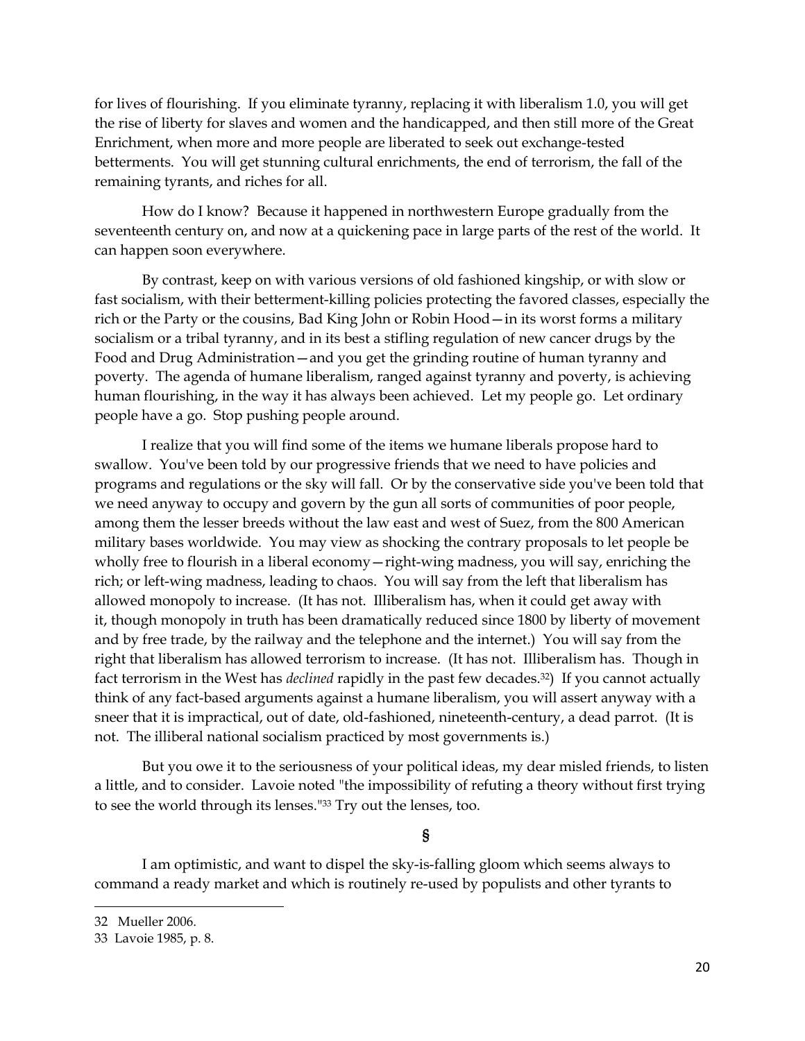for lives of flourishing. If you eliminate tyranny, replacing it with liberalism 1.0, you will get the rise of liberty for slaves and women and the handicapped, and then still more of the Great Enrichment, when more and more people are liberated to seek out exchange-tested betterments. You will get stunning cultural enrichments, the end of terrorism, the fall of the remaining tyrants, and riches for all.

How do I know? Because it happened in northwestern Europe gradually from the seventeenth century on, and now at a quickening pace in large parts of the rest of the world. It can happen soon everywhere.

By contrast, keep on with various versions of old fashioned kingship, or with slow or fast socialism, with their betterment-killing policies protecting the favored classes, especially the rich or the Party or the cousins, Bad King John or Robin Hood—in its worst forms a military socialism or a tribal tyranny, and in its best a stifling regulation of new cancer drugs by the Food and Drug Administration—and you get the grinding routine of human tyranny and poverty. The agenda of humane liberalism, ranged against tyranny and poverty, is achieving human flourishing, in the way it has always been achieved. Let my people go. Let ordinary people have a go. Stop pushing people around.

I realize that you will find some of the items we humane liberals propose hard to swallow. You've been told by our progressive friends that we need to have policies and programs and regulations or the sky will fall. Or by the conservative side you've been told that we need anyway to occupy and govern by the gun all sorts of communities of poor people, among them the lesser breeds without the law east and west of Suez, from the 800 American military bases worldwide. You may view as shocking the contrary proposals to let people be wholly free to flourish in a liberal economy—right-wing madness, you will say, enriching the rich; or left-wing madness, leading to chaos. You will say from the left that liberalism has allowed monopoly to increase. (It has not. Illiberalism has, when it could get away with it, though monopoly in truth has been dramatically reduced since 1800 by liberty of movement and by free trade, by the railway and the telephone and the internet.) You will say from the right that liberalism has allowed terrorism to increase. (It has not. Illiberalism has. Though in fact terrorism in the West has *declined* rapidly in the past few decades.[32]) If you cannot actually think of any fact-based arguments against a humane liberalism, you will assert anyway with a sneer that it is impractical, out of date, old-fashioned, nineteenth-century, a dead parrot. (It is not. The illiberal national socialism practiced by most governments is.)

But you owe it to the seriousness of your political ideas, my dear misled friends, to listen a little, and to consider. Lavoie noted "the impossibility of refuting a theory without first trying to see the world through its lenses."[33] Try out the lenses, too.

§

I am optimistic, and want to dispel the sky-is-falling gloom which seems always to command a ready market and which is routinely re-used by populists and other tyrants to

---

32 Mueller 2006.

33 Lavoie 1985, p. 8.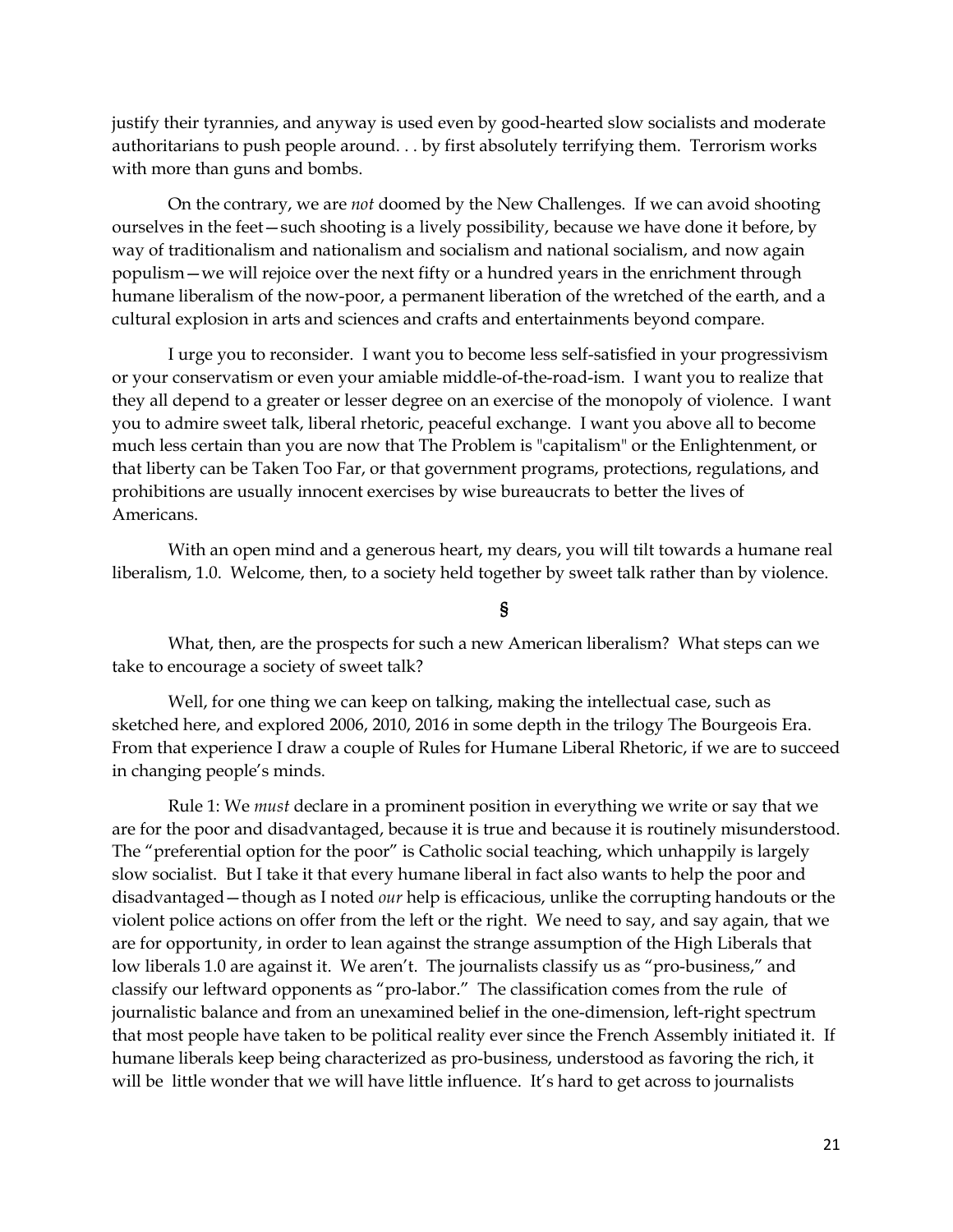justify their tyrannies, and anyway is used even by good-hearted slow socialists and moderate authoritarians to push people around. . . by first absolutely terrifying them. Terrorism works with more than guns and bombs.

On the contrary, we are *not* doomed by the New Challenges. If we can avoid shooting ourselves in the feet—such shooting is a lively possibility, because we have done it before, by way of traditionalism and nationalism and socialism and national socialism, and now again populism—we will rejoice over the next fifty or a hundred years in the enrichment through humane liberalism of the now-poor, a permanent liberation of the wretched of the earth, and a cultural explosion in arts and sciences and crafts and entertainments beyond compare.

I urge you to reconsider. I want you to become less self-satisfied in your progressivism or your conservatism or even your amiable middle-of-the-road-ism. I want you to realize that they all depend to a greater or lesser degree on an exercise of the monopoly of violence. I want you to admire sweet talk, liberal rhetoric, peaceful exchange. I want you above all to become much less certain than you are now that The Problem is "capitalism" or the Enlightenment, or that liberty can be Taken Too Far, or that government programs, protections, regulations, and prohibitions are usually innocent exercises by wise bureaucrats to better the lives of Americans.

With an open mind and a generous heart, my dears, you will tilt towards a humane real liberalism, 1.0. Welcome, then, to a society held together by sweet talk rather than by violence.

**§**

What, then, are the prospects for such a new American liberalism? What steps can we take to encourage a society of sweet talk?

Well, for one thing we can keep on talking, making the intellectual case, such as sketched here, and explored 2006, 2010, 2016 in some depth in the trilogy The Bourgeois Era. From that experience I draw a couple of Rules for Humane Liberal Rhetoric, if we are to succeed in changing people's minds.

Rule 1: We *must* declare in a prominent position in everything we write or say that we are for the poor and disadvantaged, because it is true and because it is routinely misunderstood. The "preferential option for the poor" is Catholic social teaching, which unhappily is largely slow socialist. But I take it that every humane liberal in fact also wants to help the poor and disadvantaged—though as I noted *our* help is efficacious, unlike the corrupting handouts or the violent police actions on offer from the left or the right. We need to say, and say again, that we are for opportunity, in order to lean against the strange assumption of the High Liberals that low liberals 1.0 are against it. We aren't. The journalists classify us as "pro-business," and classify our leftward opponents as "pro-labor." The classification comes from the rule of journalistic balance and from an unexamined belief in the one-dimension, left-right spectrum that most people have taken to be political reality ever since the French Assembly initiated it. If humane liberals keep being characterized as pro-business, understood as favoring the rich, it will be little wonder that we will have little influence. It's hard to get across to journalists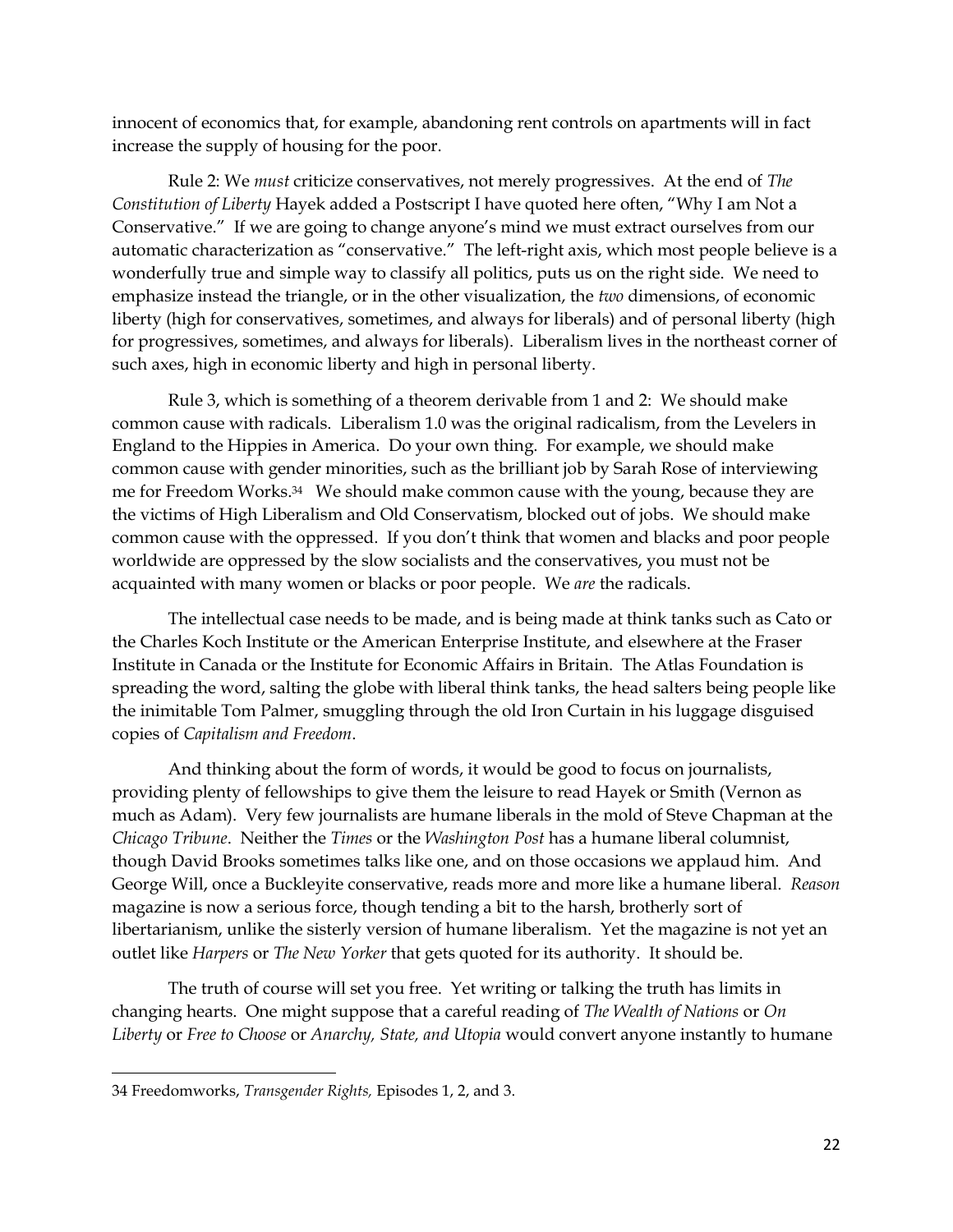innocent of economics that, for example, abandoning rent controls on apartments will in fact increase the supply of housing for the poor.

Rule 2: We *must* criticize conservatives, not merely progressives. At the end of *The Constitution of Liberty* Hayek added a Postscript I have quoted here often, "Why I am Not a Conservative." If we are going to change anyone's mind we must extract ourselves from our automatic characterization as "conservative." The left-right axis, which most people believe is a wonderfully true and simple way to classify all politics, puts us on the right side. We need to emphasize instead the triangle, or in the other visualization, the *two* dimensions, of economic liberty (high for conservatives, sometimes, and always for liberals) and of personal liberty (high for progressives, sometimes, and always for liberals). Liberalism lives in the northeast corner of such axes, high in economic liberty and high in personal liberty.

Rule 3, which is something of a theorem derivable from 1 and 2: We should make common cause with radicals. Liberalism 1.0 was the original radicalism, from the Levelers in England to the Hippies in America. Do your own thing. For example, we should make common cause with gender minorities, such as the brilliant job by Sarah Rose of interviewing me for Freedom Works.[34] We should make common cause with the young, because they are the victims of High Liberalism and Old Conservatism, blocked out of jobs. We should make common cause with the oppressed. If you don't think that women and blacks and poor people worldwide are oppressed by the slow socialists and the conservatives, you must not be acquainted with many women or blacks or poor people. We *are* the radicals.

The intellectual case needs to be made, and is being made at think tanks such as Cato or the Charles Koch Institute or the American Enterprise Institute, and elsewhere at the Fraser Institute in Canada or the Institute for Economic Affairs in Britain. The Atlas Foundation is spreading the word, salting the globe with liberal think tanks, the head salters being people like the inimitable Tom Palmer, smuggling through the old Iron Curtain in his luggage disguised copies of *Capitalism and Freedom*.

And thinking about the form of words, it would be good to focus on journalists, providing plenty of fellowships to give them the leisure to read Hayek or Smith (Vernon as much as Adam). Very few journalists are humane liberals in the mold of Steve Chapman at the *Chicago Tribune*. Neither the *Times* or the *Washington Post* has a humane liberal columnist, though David Brooks sometimes talks like one, and on those occasions we applaud him. And George Will, once a Buckleyite conservative, reads more and more like a humane liberal. *Reason* magazine is now a serious force, though tending a bit to the harsh, brotherly sort of libertarianism, unlike the sisterly version of humane liberalism. Yet the magazine is not yet an outlet like *Harpers* or *The New Yorker* that gets quoted for its authority. It should be.

The truth of course will set you free. Yet writing or talking the truth has limits in changing hearts. One might suppose that a careful reading of *The Wealth of Nations* or *On Liberty* or *Free to Choose* or *Anarchy, State, and Utopia* would convert anyone instantly to humane

---

34 Freedomworks, *Transgender Rights,* Episodes 1, 2, and 3.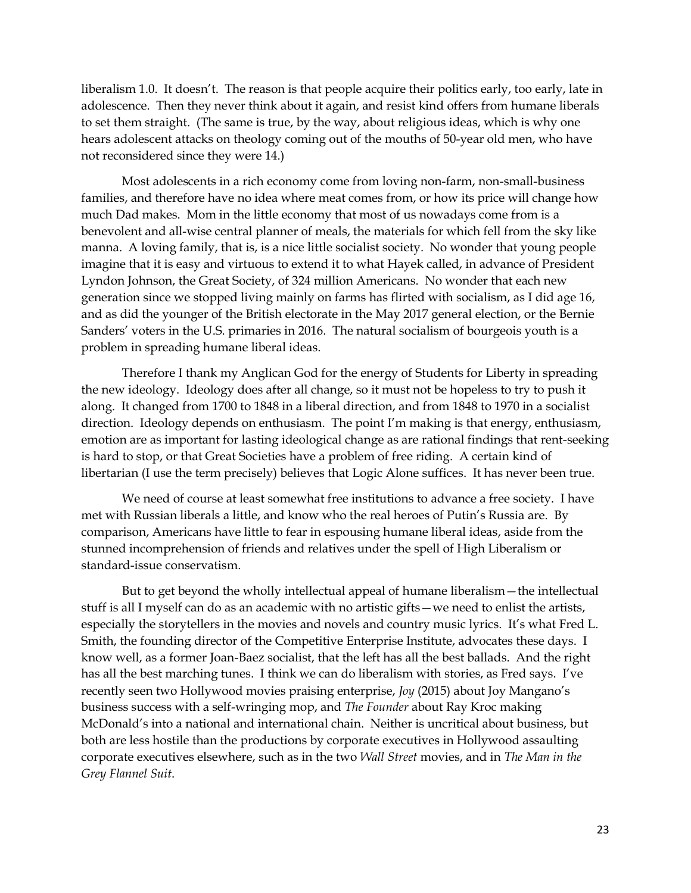liberalism 1.0. It doesn't. The reason is that people acquire their politics early, too early, late in adolescence. Then they never think about it again, and resist kind offers from humane liberals to set them straight. (The same is true, by the way, about religious ideas, which is why one hears adolescent attacks on theology coming out of the mouths of 50-year old men, who have not reconsidered since they were 14.)

Most adolescents in a rich economy come from loving non-farm, non-small-business families, and therefore have no idea where meat comes from, or how its price will change how much Dad makes. Mom in the little economy that most of us nowadays come from is a benevolent and all-wise central planner of meals, the materials for which fell from the sky like manna. A loving family, that is, is a nice little socialist society. No wonder that young people imagine that it is easy and virtuous to extend it to what Hayek called, in advance of President Lyndon Johnson, the Great Society, of 324 million Americans. No wonder that each new generation since we stopped living mainly on farms has flirted with socialism, as I did age 16, and as did the younger of the British electorate in the May 2017 general election, or the Bernie Sanders' voters in the U.S. primaries in 2016. The natural socialism of bourgeois youth is a problem in spreading humane liberal ideas.

Therefore I thank my Anglican God for the energy of Students for Liberty in spreading the new ideology. Ideology does after all change, so it must not be hopeless to try to push it along. It changed from 1700 to 1848 in a liberal direction, and from 1848 to 1970 in a socialist direction. Ideology depends on enthusiasm. The point I'm making is that energy, enthusiasm, emotion are as important for lasting ideological change as are rational findings that rent-seeking is hard to stop, or that Great Societies have a problem of free riding. A certain kind of libertarian (I use the term precisely) believes that Logic Alone suffices. It has never been true.

We need of course at least somewhat free institutions to advance a free society. I have met with Russian liberals a little, and know who the real heroes of Putin's Russia are. By comparison, Americans have little to fear in espousing humane liberal ideas, aside from the stunned incomprehension of friends and relatives under the spell of High Liberalism or standard-issue conservatism.

But to get beyond the wholly intellectual appeal of humane liberalism—the intellectual stuff is all I myself can do as an academic with no artistic gifts—we need to enlist the artists, especially the storytellers in the movies and novels and country music lyrics. It's what Fred L. Smith, the founding director of the Competitive Enterprise Institute, advocates these days. I know well, as a former Joan-Baez socialist, that the left has all the best ballads. And the right has all the best marching tunes. I think we can do liberalism with stories, as Fred says. I've recently seen two Hollywood movies praising enterprise, *Joy* (2015) about Joy Mangano's business success with a self-wringing mop, and *The Founder* about Ray Kroc making McDonald's into a national and international chain. Neither is uncritical about business, but both are less hostile than the productions by corporate executives in Hollywood assaulting corporate executives elsewhere, such as in the two *Wall Street* movies, and in *The Man in the Grey Flannel Suit*.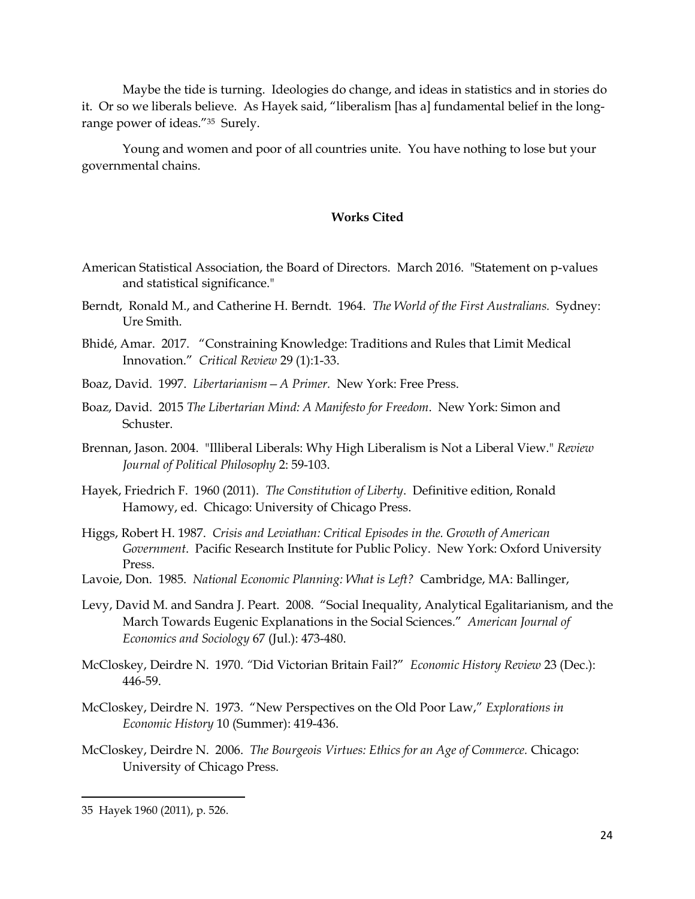Maybe the tide is turning. Ideologies do change, and ideas in statistics and in stories do it. Or so we liberals believe. As Hayek said, "liberalism [has a] fundamental belief in the long-range power of ideas."[35] Surely.

Young and women and poor of all countries unite. You have nothing to lose but your governmental chains.

**Works Cited**

American Statistical Association, the Board of Directors. March 2016. "Statement on p-values and statistical significance."

Berndt, Ronald M., and Catherine H. Berndt. 1964. *The World of the First Australians.* Sydney: Ure Smith.

Bhidé, Amar. 2017. "Constraining Knowledge: Traditions and Rules that Limit Medical Innovation." *Critical Review* 29 (1):1-33.

Boaz, David. 1997. *Libertarianism—A Primer.* New York: Free Press.

Boaz, David. 2015 *The Libertarian Mind: A Manifesto for Freedom*. New York: Simon and Schuster.

Brennan, Jason. 2004. "Illiberal Liberals: Why High Liberalism is Not a Liberal View." *Review Journal of Political Philosophy* 2: 59-103.

Hayek, Friedrich F. 1960 (2011). *The Constitution of Liberty*. Definitive edition, Ronald Hamowy, ed. Chicago: University of Chicago Press.

Higgs, Robert H. 1987. *Crisis and Leviathan: Critical Episodes in the. Growth of American Government*. Pacific Research Institute for Public Policy. New York: Oxford University Press.

Lavoie, Don. 1985. *National Economic Planning: What is Left?* Cambridge, MA: Ballinger,

Levy, David M. and Sandra J. Peart. 2008. "Social Inequality, Analytical Egalitarianism, and the March Towards Eugenic Explanations in the Social Sciences." *American Journal of Economics and Sociology* 67 (Jul.): 473-480.

McCloskey, Deirdre N. 1970. "Did Victorian Britain Fail?" *Economic History Review* 23 (Dec.): 446-59.

McCloskey, Deirdre N. 1973. "New Perspectives on the Old Poor Law," *Explorations in Economic History* 10 (Summer): 419-436.

McCloskey, Deirdre N. 2006. *The Bourgeois Virtues: Ethics for an Age of Commerce.* Chicago: University of Chicago Press.

---

35 Hayek 1960 (2011), p. 526.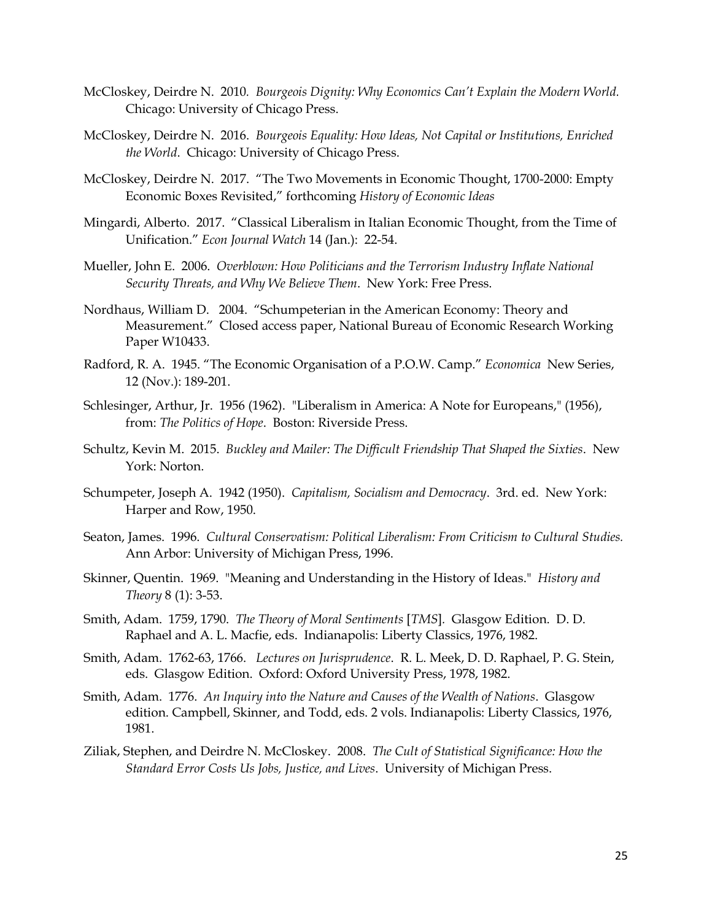McCloskey, Deirdre N. 2010. *Bourgeois Dignity: Why Economics Can't Explain the Modern World.* Chicago: University of Chicago Press.

McCloskey, Deirdre N. 2016. *Bourgeois Equality: How Ideas, Not Capital or Institutions, Enriched the World*. Chicago: University of Chicago Press.

McCloskey, Deirdre N. 2017. "The Two Movements in Economic Thought, 1700-2000: Empty Economic Boxes Revisited," forthcoming *History of Economic Ideas*

Mingardi, Alberto. 2017. "Classical Liberalism in Italian Economic Thought, from the Time of Unification." *Econ Journal Watch* 14 (Jan.): 22-54.

Mueller, John E. 2006. *Overblown: How Politicians and the Terrorism Industry Inflate National Security Threats, and Why We Believe Them*. New York: Free Press.

Nordhaus, William D. 2004. "Schumpeterian in the American Economy: Theory and Measurement." Closed access paper, National Bureau of Economic Research Working Paper W10433.

Radford, R. A. 1945. "The Economic Organisation of a P.O.W. Camp." *Economica* New Series, 12 (Nov.): 189-201.

Schlesinger, Arthur, Jr. 1956 (1962). "Liberalism in America: A Note for Europeans," (1956), from: *The Politics of Hope*. Boston: Riverside Press.

Schultz, Kevin M. 2015. *Buckley and Mailer: The Difficult Friendship That Shaped the Sixties*. New York: Norton.

Schumpeter, Joseph A. 1942 (1950). *Capitalism, Socialism and Democracy*. 3rd. ed. New York: Harper and Row, 1950.

Seaton, James. 1996. *Cultural Conservatism: Political Liberalism: From Criticism to Cultural Studies.* Ann Arbor: University of Michigan Press, 1996.

Skinner, Quentin. 1969. "Meaning and Understanding in the History of Ideas." *History and Theory* 8 (1): 3-53.

Smith, Adam. 1759, 1790. *The Theory of Moral Sentiments* [*TMS*]. Glasgow Edition. D. D. Raphael and A. L. Macfie, eds. Indianapolis: Liberty Classics, 1976, 1982.

Smith, Adam. 1762-63, 1766. *Lectures on Jurisprudence*. R. L. Meek, D. D. Raphael, P. G. Stein, eds. Glasgow Edition. Oxford: Oxford University Press, 1978, 1982.

Smith, Adam. 1776. *An Inquiry into the Nature and Causes of the Wealth of Nations*. Glasgow edition. Campbell, Skinner, and Todd, eds. 2 vols. Indianapolis: Liberty Classics, 1976, 1981.

Ziliak, Stephen, and Deirdre N. McCloskey. 2008. *The Cult of Statistical Significance: How the Standard Error Costs Us Jobs, Justice, and Lives*. University of Michigan Press.